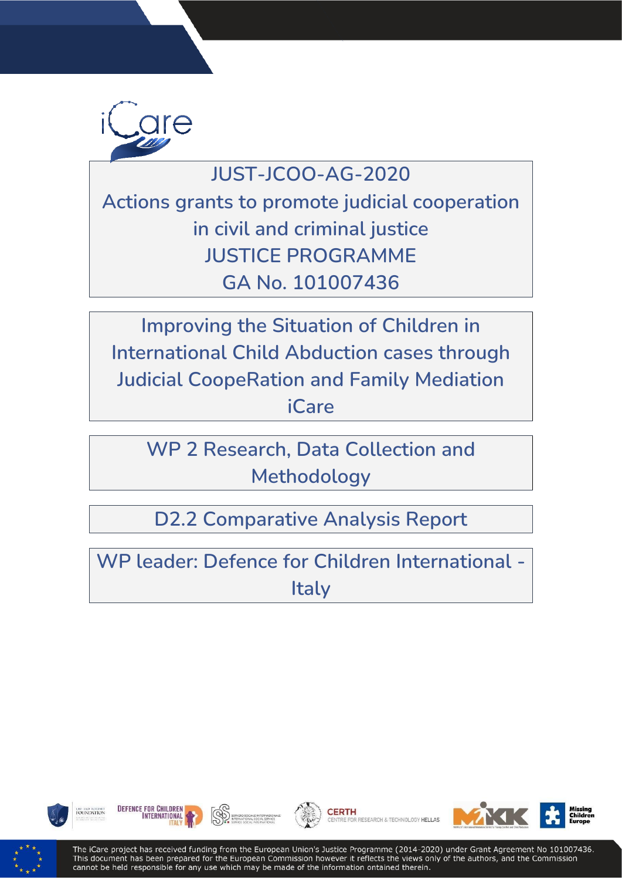iCare

JUST-JCOO-AG-2020
Actions grants to promote judicial cooperation in civil and criminal justice
JUSTICE PROGRAMME
GA No. 101007436

# Improving the Situation of Children in International Child Abduction cases through Judicial CoopeRation and Family Mediation iCare

## WP 2 Research, Data Collection and Methodology

## D2.2 Comparative Analysis Report

WP leader: Defence for Children International - Italy

The iCare project has received funding from the European Union's Justice Programme (2014-2020) under Grant Agreement No 101007436. This document has been prepared for the European Commission however it reflects the views only of the authors, and the Commission cannot be held responsible for any use which may be made of the information ontained therein.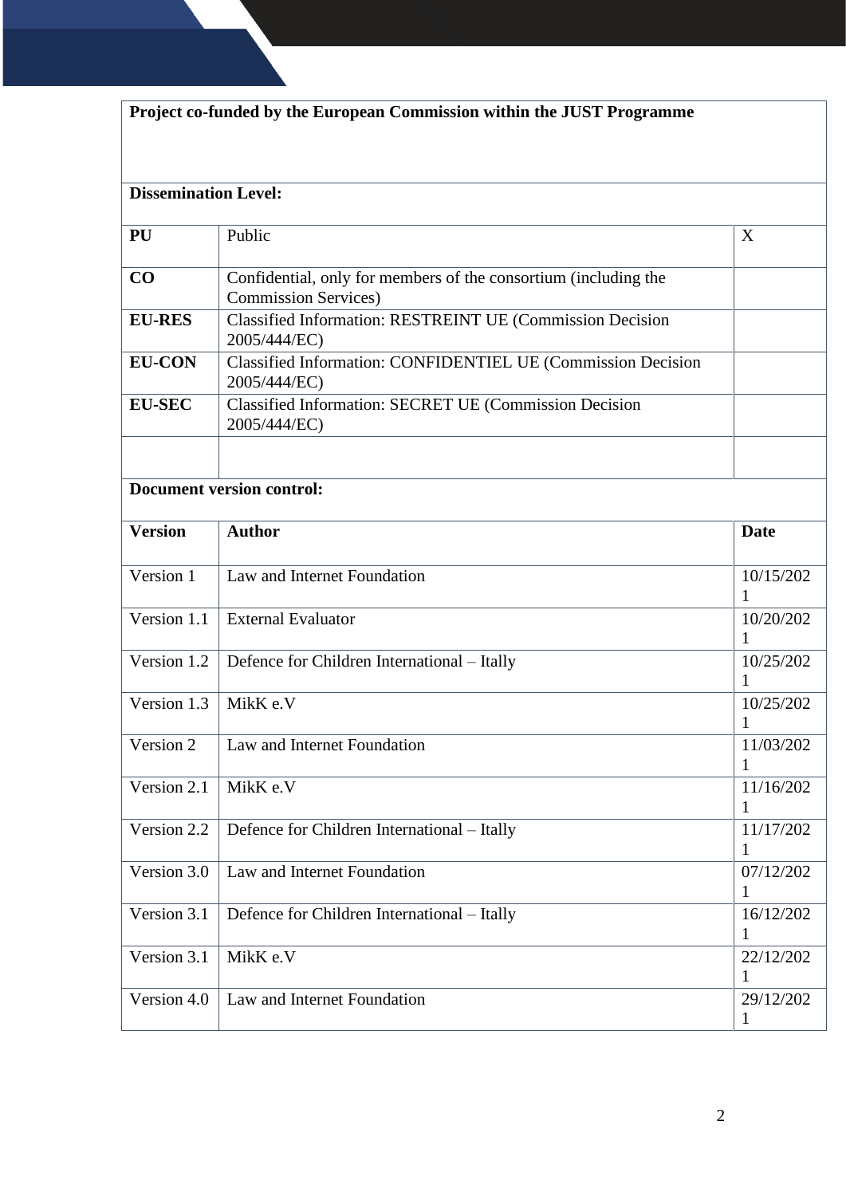| **Project co-funded by the European Commission within the JUST Programme** | | |
|---|---|---|
| **Dissemination Level:** | | |
| **PU** | Public | X |
| **CO** | Confidential, only for members of the consortium (including the Commission Services) | |
| **EU-RES** | Classified Information: RESTREINT UE (Commission Decision 2005/444/EC) | |
| **EU-CON** | Classified Information: CONFIDENTIEL UE (Commission Decision 2005/444/EC) | |
| **EU-SEC** | Classified Information: SECRET UE (Commission Decision 2005/444/EC) | |
| | | |
| **Document version control:** | | |
| **Version** | **Author** | **Date** |
| Version 1 | Law and Internet Foundation | 10/15/2021 |
| Version 1.1 | External Evaluator | 10/20/2021 |
| Version 1.2 | Defence for Children International – Itally | 10/25/2021 |
| Version 1.3 | MikK e.V | 10/25/2021 |
| Version 2 | Law and Internet Foundation | 11/03/2021 |
| Version 2.1 | MikK e.V | 11/16/2021 |
| Version 2.2 | Defence for Children International – Itally | 11/17/2021 |
| Version 3.0 | Law and Internet Foundation | 07/12/2021 |
| Version 3.1 | Defence for Children International – Itally | 16/12/2021 |
| Version 3.1 | MikK e.V | 22/12/2021 |
| Version 4.0 | Law and Internet Foundation | 29/12/2021 |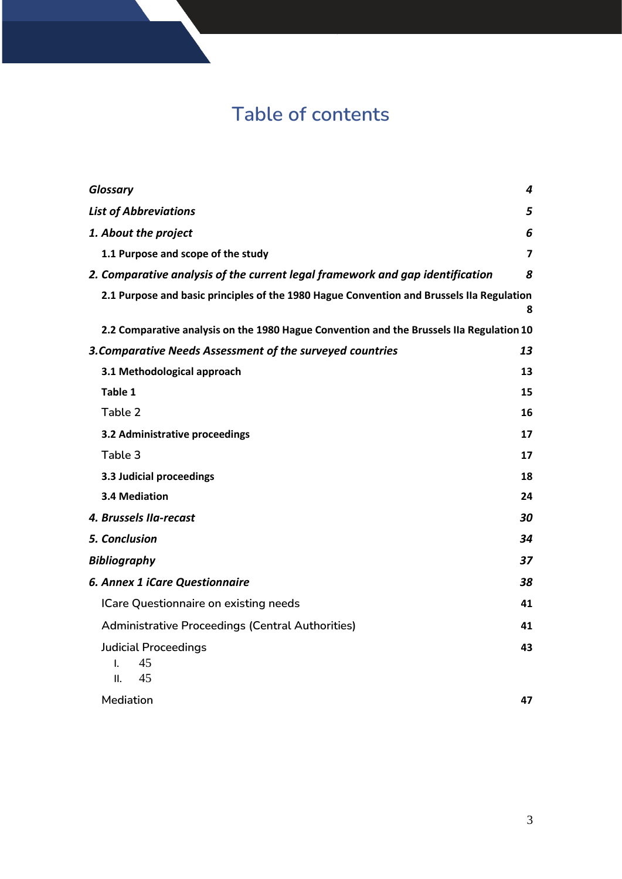# Table of contents

| | |
|---|---|
| ***Glossary*** | ***4*** |
| ***List of Abbreviations*** | ***5*** |
| ***1. About the project*** | ***6*** |
| **1.1 Purpose and scope of the study** | **7** |
| ***2. Comparative analysis of the current legal framework and gap identification*** | ***8*** |
| **2.1 Purpose and basic principles of the 1980 Hague Convention and Brussels IIa Regulation** | **8** |
| **2.2 Comparative analysis on the 1980 Hague Convention and the Brussels IIa Regulation** | **10** |
| ***3.Comparative Needs Assessment of the surveyed countries*** | ***13*** |
| **3.1 Methodological approach** | **13** |
| **Table 1** | **15** |
| Table 2 | **16** |
| **3.2 Administrative proceedings** | **17** |
| Table 3 | **17** |
| **3.3 Judicial proceedings** | **18** |
| **3.4 Mediation** | **24** |
| ***4. Brussels IIa-recast*** | ***30*** |
| ***5. Conclusion*** | ***34*** |
| ***Bibliography*** | ***37*** |
| ***6. Annex 1 iCare Questionnaire*** | ***38*** |
| ICare Questionnaire on existing needs | **41** |
| Administrative Proceedings (Central Authorities) | **41** |
| Judicial Proceedings | **43** |
| I. 45 | |
| II. 45 | |
| Mediation | **47** |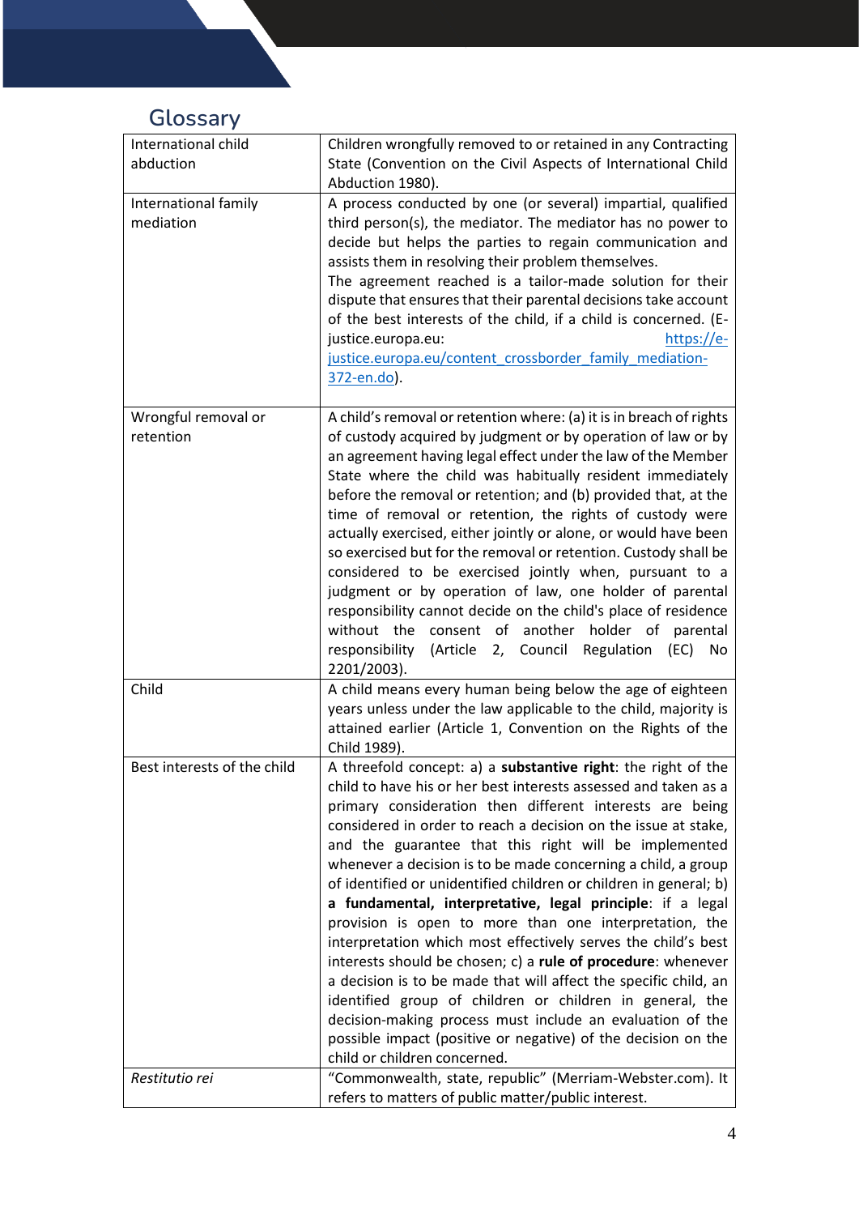## Glossary

| Term | Definition |
|---|---|
| International child abduction | Children wrongfully removed to or retained in any Contracting State (Convention on the Civil Aspects of International Child Abduction 1980). |
| International family mediation | A process conducted by one (or several) impartial, qualified third person(s), the mediator. The mediator has no power to decide but helps the parties to regain communication and assists them in resolving their problem themselves. The agreement reached is a tailor-made solution for their dispute that ensures that their parental decisions take account of the best interests of the child, if a child is concerned. (E-justice.europa.eu: https://e-justice.europa.eu/content_crossborder_family_mediation-372-en.do). |
| Wrongful removal or retention | A child's removal or retention where: (a) it is in breach of rights of custody acquired by judgment or by operation of law or by an agreement having legal effect under the law of the Member State where the child was habitually resident immediately before the removal or retention; and (b) provided that, at the time of removal or retention, the rights of custody were actually exercised, either jointly or alone, or would have been so exercised but for the removal or retention. Custody shall be considered to be exercised jointly when, pursuant to a judgment or by operation of law, one holder of parental responsibility cannot decide on the child's place of residence without the consent of another holder of parental responsibility (Article 2, Council Regulation (EC) No 2201/2003). |
| Child | A child means every human being below the age of eighteen years unless under the law applicable to the child, majority is attained earlier (Article 1, Convention on the Rights of the Child 1989). |
| Best interests of the child | A threefold concept: a) a **substantive right**: the right of the child to have his or her best interests assessed and taken as a primary consideration then different interests are being considered in order to reach a decision on the issue at stake, and the guarantee that this right will be implemented whenever a decision is to be made concerning a child, a group of identified or unidentified children or children in general; b) **a fundamental, interpretative, legal principle**: if a legal provision is open to more than one interpretation, the interpretation which most effectively serves the child's best interests should be chosen; c) a **rule of procedure**: whenever a decision is to be made that will affect the specific child, an identified group of children or children in general, the decision-making process must include an evaluation of the possible impact (positive or negative) of the decision on the child or children concerned. |
| *Restitutio rei* | "Commonwealth, state, republic" (Merriam-Webster.com). It refers to matters of public matter/public interest. |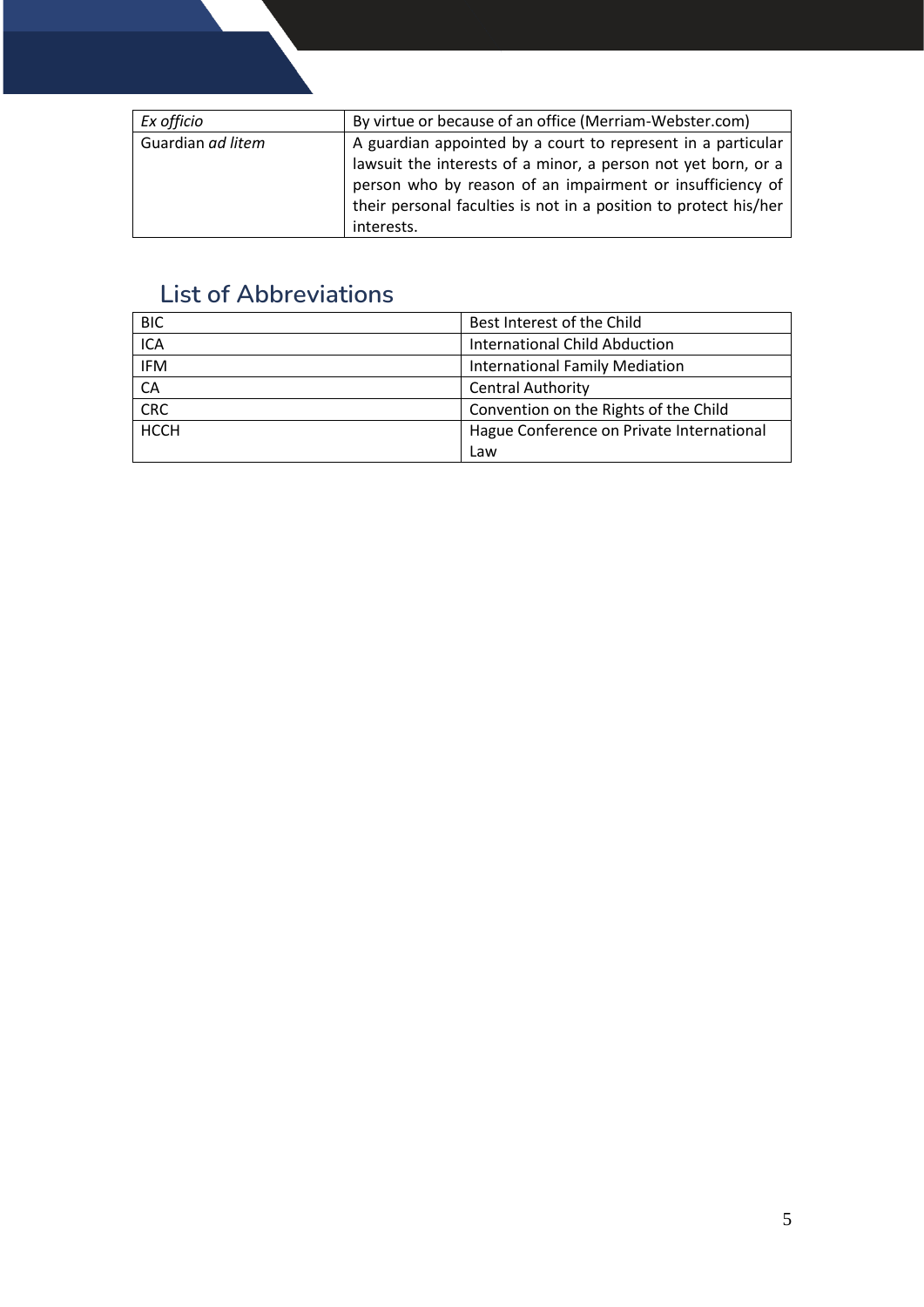| | |
|---|---|
| *Ex officio* | By virtue or because of an office (Merriam-Webster.com) |
| Guardian *ad litem* | A guardian appointed by a court to represent in a particular lawsuit the interests of a minor, a person not yet born, or a person who by reason of an impairment or insufficiency of their personal faculties is not in a position to protect his/her interests. |

## List of Abbreviations

| | |
|---|---|
| BIC | Best Interest of the Child |
| ICA | International Child Abduction |
| IFM | International Family Mediation |
| CA | Central Authority |
| CRC | Convention on the Rights of the Child |
| HCCH | Hague Conference on Private International Law |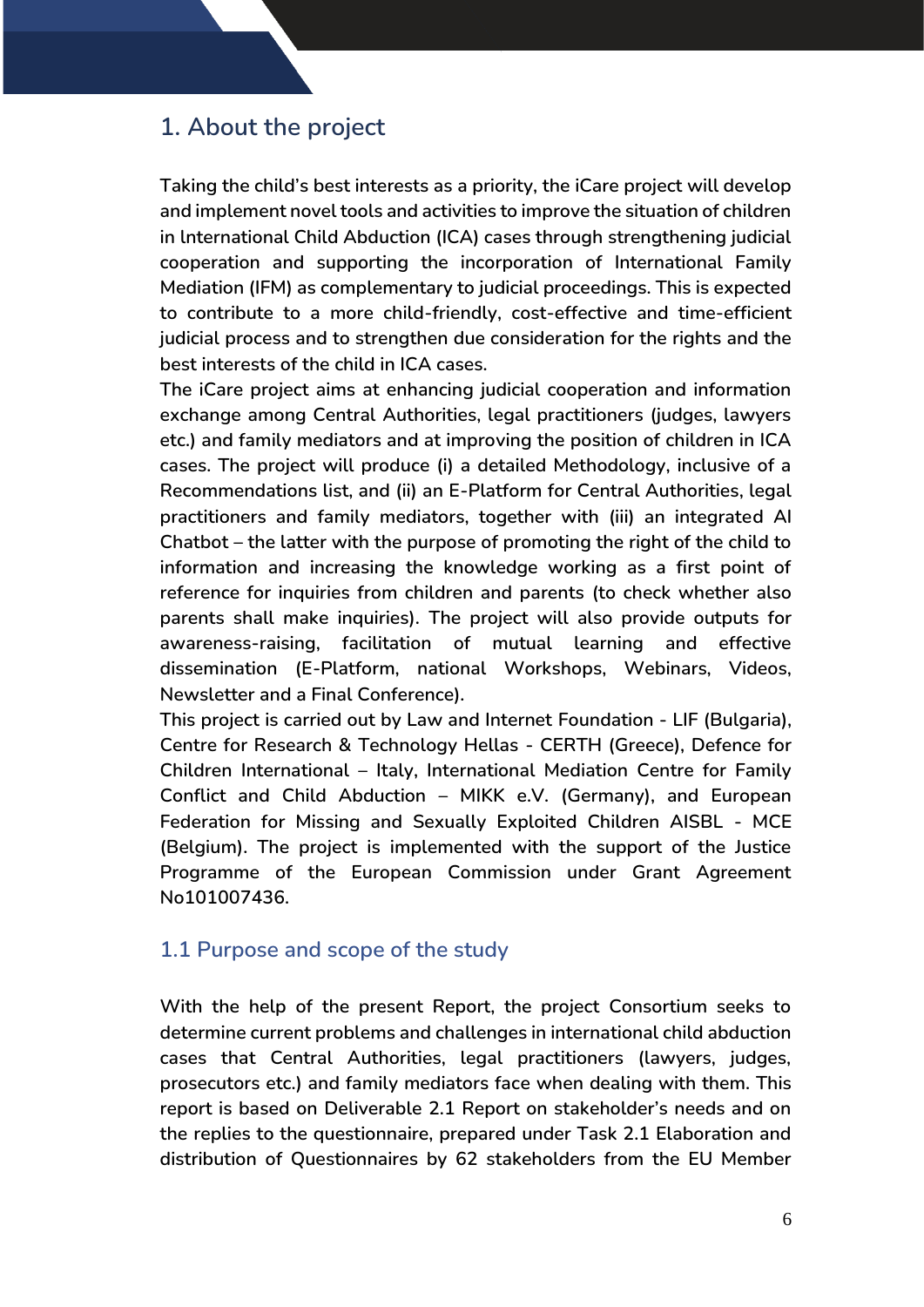# 1. About the project

Taking the child's best interests as a priority, the iCare project will develop and implement novel tools and activities to improve the situation of children in International Child Abduction (ICA) cases through strengthening judicial cooperation and supporting the incorporation of International Family Mediation (IFM) as complementary to judicial proceedings. This is expected to contribute to a more child-friendly, cost-effective and time-efficient judicial process and to strengthen due consideration for the rights and the best interests of the child in ICA cases.

The iCare project aims at enhancing judicial cooperation and information exchange among Central Authorities, legal practitioners (judges, lawyers etc.) and family mediators and at improving the position of children in ICA cases. The project will produce (i) a detailed Methodology, inclusive of a Recommendations list, and (ii) an E-Platform for Central Authorities, legal practitioners and family mediators, together with (iii) an integrated AI Chatbot – the latter with the purpose of promoting the right of the child to information and increasing the knowledge working as a first point of reference for inquiries from children and parents (to check whether also parents shall make inquiries). The project will also provide outputs for awareness-raising, facilitation of mutual learning and effective dissemination (E-Platform, national Workshops, Webinars, Videos, Newsletter and a Final Conference).

This project is carried out by Law and Internet Foundation - LIF (Bulgaria), Centre for Research & Technology Hellas - CERTH (Greece), Defence for Children International – Italy, International Mediation Centre for Family Conflict and Child Abduction – MIKK e.V. (Germany), and European Federation for Missing and Sexually Exploited Children AISBL - MCE (Belgium). The project is implemented with the support of the Justice Programme of the European Commission under Grant Agreement No101007436.

## 1.1 Purpose and scope of the study

With the help of the present Report, the project Consortium seeks to determine current problems and challenges in international child abduction cases that Central Authorities, legal practitioners (lawyers, judges, prosecutors etc.) and family mediators face when dealing with them. This report is based on Deliverable 2.1 Report on stakeholder's needs and on the replies to the questionnaire, prepared under Task 2.1 Elaboration and distribution of Questionnaires by 62 stakeholders from the EU Member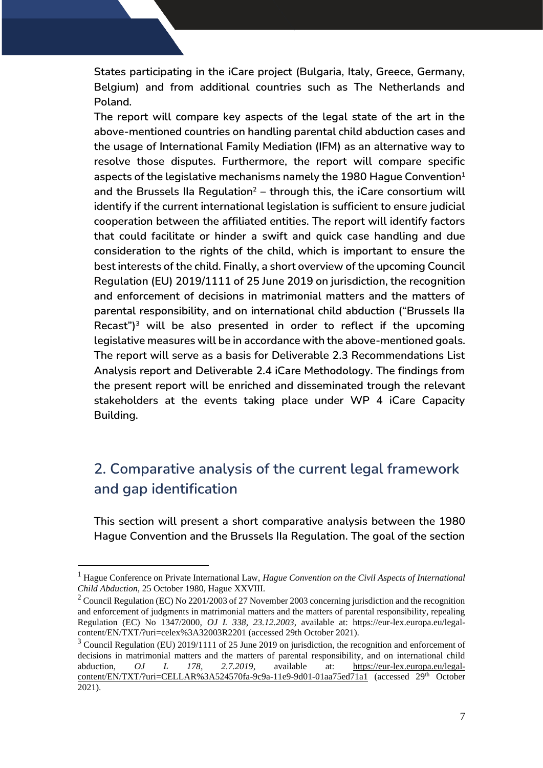**States participating in the iCare project (Bulgaria, Italy, Greece, Germany, Belgium) and from additional countries such as The Netherlands and Poland.**

**The report will compare key aspects of the legal state of the art in the above-mentioned countries on handling parental child abduction cases and the usage of International Family Mediation (IFM) as an alternative way to resolve those disputes. Furthermore, the report will compare specific aspects of the legislative mechanisms namely the 1980 Hague Convention[1] and the Brussels IIa Regulation[2] – through this, the iCare consortium will identify if the current international legislation is sufficient to ensure judicial cooperation between the affiliated entities. The report will identify factors that could facilitate or hinder a swift and quick case handling and due consideration to the rights of the child, which is important to ensure the best interests of the child. Finally, a short overview of the upcoming Council Regulation (EU) 2019/1111 of 25 June 2019 on jurisdiction, the recognition and enforcement of decisions in matrimonial matters and the matters of parental responsibility, and on international child abduction ("Brussels IIa Recast")[3] will be also presented in order to reflect if the upcoming legislative measures will be in accordance with the above-mentioned goals. The report will serve as a basis for Deliverable 2.3 Recommendations List Analysis report and Deliverable 2.4 iCare Methodology. The findings from the present report will be enriched and disseminated trough the relevant stakeholders at the events taking place under WP 4 iCare Capacity Building.**

## 2. Comparative analysis of the current legal framework and gap identification

**This section will present a short comparative analysis between the 1980 Hague Convention and the Brussels IIa Regulation. The goal of the section**

---

[1] Hague Conference on Private International Law, *Hague Convention on the Civil Aspects of International Child Abduction*, 25 October 1980, Hague XXVIII.

[2] Council Regulation (EC) No 2201/2003 of 27 November 2003 concerning jurisdiction and the recognition and enforcement of judgments in matrimonial matters and the matters of parental responsibility, repealing Regulation (EC) No 1347/2000, *OJ L 338, 23.12.2003*, available at: https://eur-lex.europa.eu/legal-content/EN/TXT/?uri=celex%3A32003R2201 (accessed 29th October 2021).

[3] Council Regulation (EU) 2019/1111 of 25 June 2019 on jurisdiction, the recognition and enforcement of decisions in matrimonial matters and the matters of parental responsibility, and on international child abduction, *OJ L 178, 2.7.2019*, available at: https://eur-lex.europa.eu/legal-content/EN/TXT/?uri=CELLAR%3A524570fa-9c9a-11e9-9d01-01aa75ed71a1 (accessed 29th October 2021).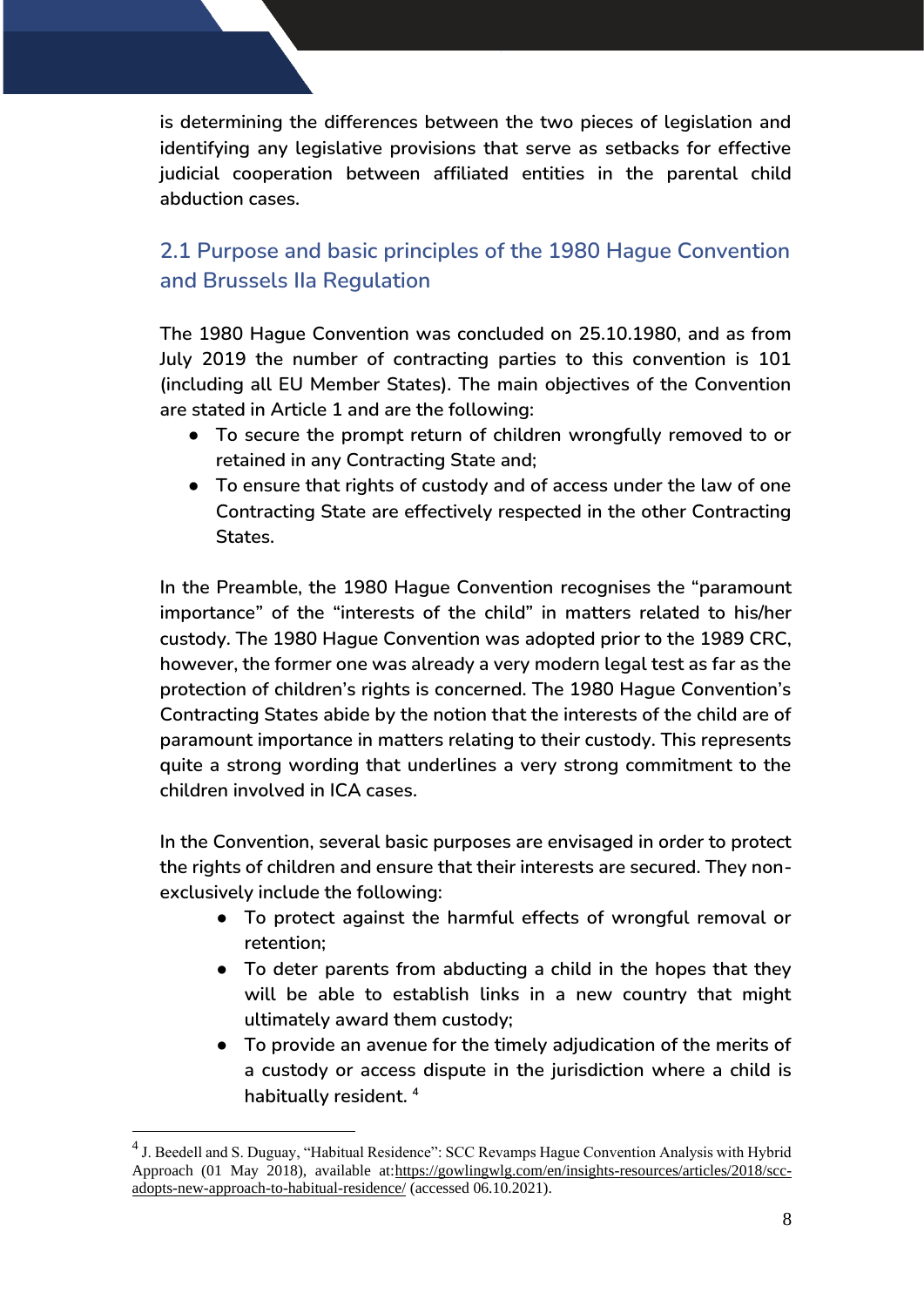is determining the differences between the two pieces of legislation and identifying any legislative provisions that serve as setbacks for effective judicial cooperation between affiliated entities in the parental child abduction cases.

## 2.1 Purpose and basic principles of the 1980 Hague Convention and Brussels IIa Regulation

The 1980 Hague Convention was concluded on 25.10.1980, and as from July 2019 the number of contracting parties to this convention is 101 (including all EU Member States). The main objectives of the Convention are stated in Article 1 and are the following:

- To secure the prompt return of children wrongfully removed to or retained in any Contracting State and;
- To ensure that rights of custody and of access under the law of one Contracting State are effectively respected in the other Contracting States.

In the Preamble, the 1980 Hague Convention recognises the "paramount importance" of the "interests of the child" in matters related to his/her custody. The 1980 Hague Convention was adopted prior to the 1989 CRC, however, the former one was already a very modern legal test as far as the protection of children's rights is concerned. The 1980 Hague Convention's Contracting States abide by the notion that the interests of the child are of paramount importance in matters relating to their custody. This represents quite a strong wording that underlines a very strong commitment to the children involved in ICA cases.

In the Convention, several basic purposes are envisaged in order to protect the rights of children and ensure that their interests are secured. They non-exclusively include the following:

- To protect against the harmful effects of wrongful removal or retention;
- To deter parents from abducting a child in the hopes that they will be able to establish links in a new country that might ultimately award them custody;
- To provide an avenue for the timely adjudication of the merits of a custody or access dispute in the jurisdiction where a child is habitually resident. [4]

---

[4] J. Beedell and S. Duguay, "Habitual Residence": SCC Revamps Hague Convention Analysis with Hybrid Approach (01 May 2018), available at:https://gowlingwlg.com/en/insights-resources/articles/2018/scc-adopts-new-approach-to-habitual-residence/ (accessed 06.10.2021).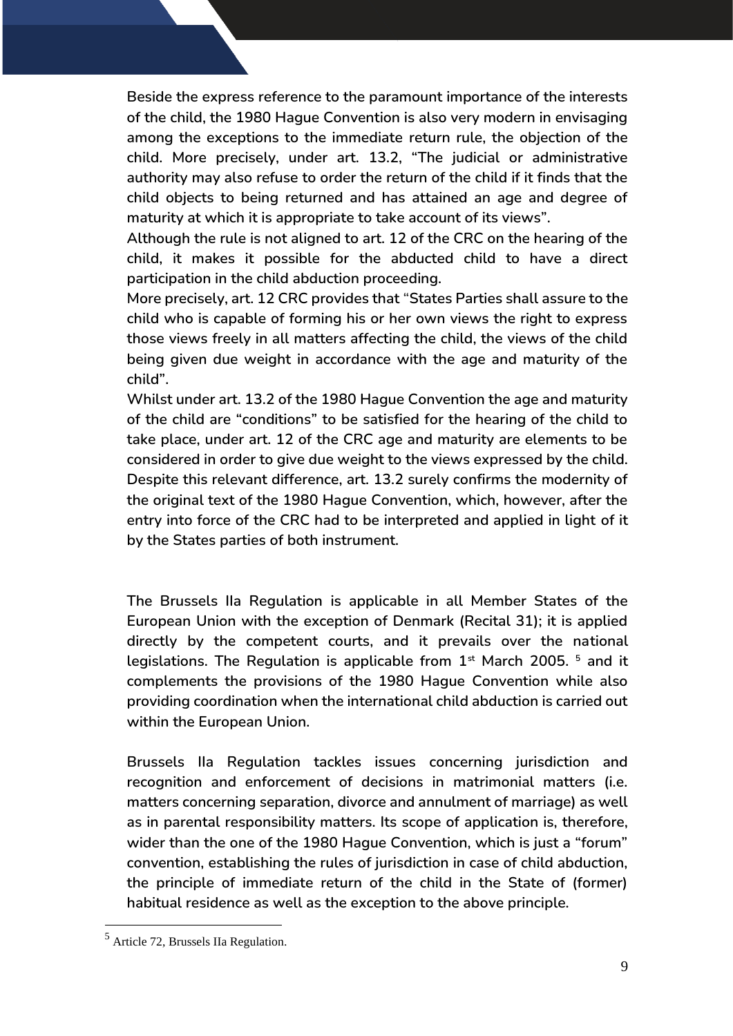Beside the express reference to the paramount importance of the interests of the child, the 1980 Hague Convention is also very modern in envisaging among the exceptions to the immediate return rule, the objection of the child. More precisely, under art. 13.2, "The judicial or administrative authority may also refuse to order the return of the child if it finds that the child objects to being returned and has attained an age and degree of maturity at which it is appropriate to take account of its views".

Although the rule is not aligned to art. 12 of the CRC on the hearing of the child, it makes it possible for the abducted child to have a direct participation in the child abduction proceeding.

More precisely, art. 12 CRC provides that "States Parties shall assure to the child who is capable of forming his or her own views the right to express those views freely in all matters affecting the child, the views of the child being given due weight in accordance with the age and maturity of the child".

Whilst under art. 13.2 of the 1980 Hague Convention the age and maturity of the child are "conditions" to be satisfied for the hearing of the child to take place, under art. 12 of the CRC age and maturity are elements to be considered in order to give due weight to the views expressed by the child. Despite this relevant difference, art. 13.2 surely confirms the modernity of the original text of the 1980 Hague Convention, which, however, after the entry into force of the CRC had to be interpreted and applied in light of it by the States parties of both instrument.

The Brussels IIa Regulation is applicable in all Member States of the European Union with the exception of Denmark (Recital 31); it is applied directly by the competent courts, and it prevails over the national legislations. The Regulation is applicable from 1st March 2005. [5] and it complements the provisions of the 1980 Hague Convention while also providing coordination when the international child abduction is carried out within the European Union.

Brussels IIa Regulation tackles issues concerning jurisdiction and recognition and enforcement of decisions in matrimonial matters (i.e. matters concerning separation, divorce and annulment of marriage) as well as in parental responsibility matters. Its scope of application is, therefore, wider than the one of the 1980 Hague Convention, which is just a "forum" convention, establishing the rules of jurisdiction in case of child abduction, the principle of immediate return of the child in the State of (former) habitual residence as well as the exception to the above principle.

[5] Article 72, Brussels IIa Regulation.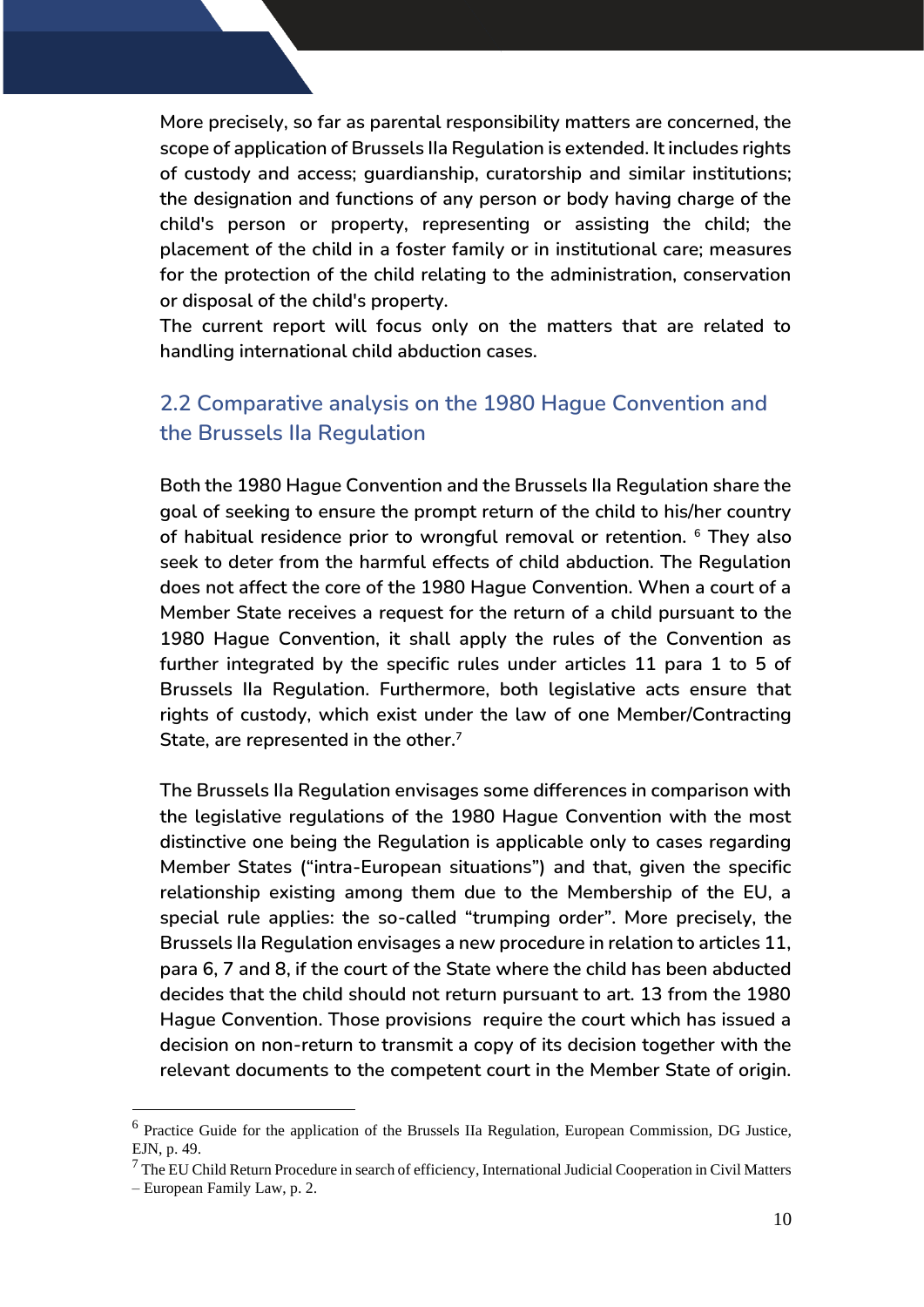More precisely, so far as parental responsibility matters are concerned, the scope of application of Brussels IIa Regulation is extended. It includes rights of custody and access; guardianship, curatorship and similar institutions; the designation and functions of any person or body having charge of the child's person or property, representing or assisting the child; the placement of the child in a foster family or in institutional care; measures for the protection of the child relating to the administration, conservation or disposal of the child's property.

The current report will focus only on the matters that are related to handling international child abduction cases.

## 2.2 Comparative analysis on the 1980 Hague Convention and the Brussels IIa Regulation

Both the 1980 Hague Convention and the Brussels IIa Regulation share the goal of seeking to ensure the prompt return of the child to his/her country of habitual residence prior to wrongful removal or retention. [6] They also seek to deter from the harmful effects of child abduction. The Regulation does not affect the core of the 1980 Hague Convention. When a court of a Member State receives a request for the return of a child pursuant to the 1980 Hague Convention, it shall apply the rules of the Convention as further integrated by the specific rules under articles 11 para 1 to 5 of Brussels IIa Regulation. Furthermore, both legislative acts ensure that rights of custody, which exist under the law of one Member/Contracting State, are represented in the other.[7]

The Brussels IIa Regulation envisages some differences in comparison with the legislative regulations of the 1980 Hague Convention with the most distinctive one being the Regulation is applicable only to cases regarding Member States ("intra-European situations") and that, given the specific relationship existing among them due to the Membership of the EU, a special rule applies: the so-called "trumping order". More precisely, the Brussels IIa Regulation envisages a new procedure in relation to articles 11, para 6, 7 and 8, if the court of the State where the child has been abducted decides that the child should not return pursuant to art. 13 from the 1980 Hague Convention. Those provisions require the court which has issued a decision on non-return to transmit a copy of its decision together with the relevant documents to the competent court in the Member State of origin.

---

[6] Practice Guide for the application of the Brussels IIa Regulation, European Commission, DG Justice, EJN, p. 49.

[7] The EU Child Return Procedure in search of efficiency, International Judicial Cooperation in Civil Matters – European Family Law, p. 2.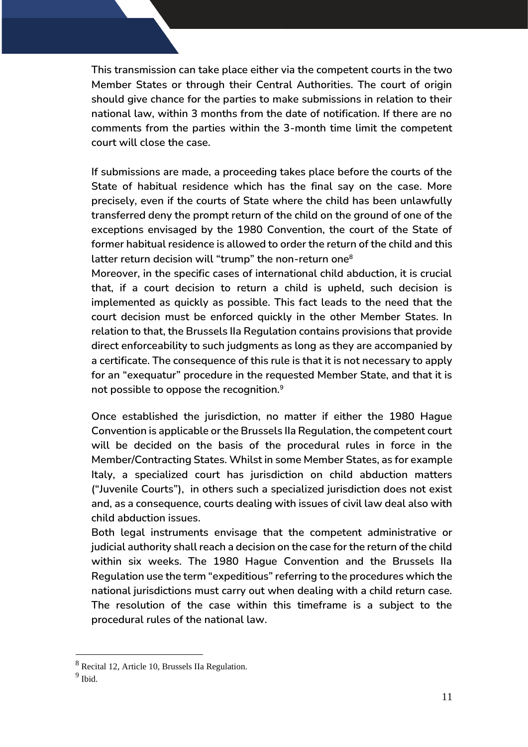This transmission can take place either via the competent courts in the two Member States or through their Central Authorities. The court of origin should give chance for the parties to make submissions in relation to their national law, within 3 months from the date of notification. If there are no comments from the parties within the 3-month time limit the competent court will close the case.

If submissions are made, a proceeding takes place before the courts of the State of habitual residence which has the final say on the case. More precisely, even if the courts of State where the child has been unlawfully transferred deny the prompt return of the child on the ground of one of the exceptions envisaged by the 1980 Convention, the court of the State of former habitual residence is allowed to order the return of the child and this latter return decision will "trump" the non-return one[8]

Moreover, in the specific cases of international child abduction, it is crucial that, if a court decision to return a child is upheld, such decision is implemented as quickly as possible. This fact leads to the need that the court decision must be enforced quickly in the other Member States. In relation to that, the Brussels IIa Regulation contains provisions that provide direct enforceability to such judgments as long as they are accompanied by a certificate. The consequence of this rule is that it is not necessary to apply for an "exequatur" procedure in the requested Member State, and that it is not possible to oppose the recognition.[9]

Once established the jurisdiction, no matter if either the 1980 Hague Convention is applicable or the Brussels IIa Regulation, the competent court will be decided on the basis of the procedural rules in force in the Member/Contracting States. Whilst in some Member States, as for example Italy, a specialized court has jurisdiction on child abduction matters ("Juvenile Courts"), in others such a specialized jurisdiction does not exist and, as a consequence, courts dealing with issues of civil law deal also with child abduction issues.

Both legal instruments envisage that the competent administrative or judicial authority shall reach a decision on the case for the return of the child within six weeks. The 1980 Hague Convention and the Brussels IIa Regulation use the term "expeditious" referring to the procedures which the national jurisdictions must carry out when dealing with a child return case. The resolution of the case within this timeframe is a subject to the procedural rules of the national law.

---

[8] Recital 12, Article 10, Brussels IIa Regulation.

[9] Ibid.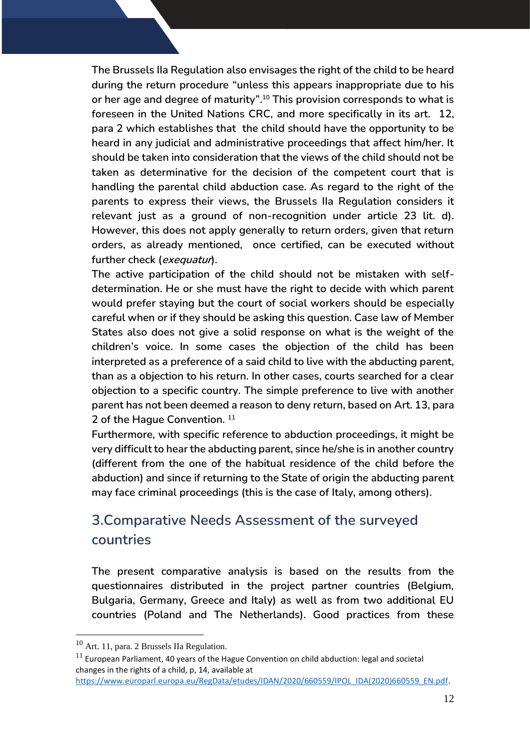The Brussels IIa Regulation also envisages the right of the child to be heard during the return procedure "unless this appears inappropriate due to his or her age and degree of maturity".[10] This provision corresponds to what is foreseen in the United Nations CRC, and more specifically in its art. 12, para 2 which establishes that the child should have the opportunity to be heard in any judicial and administrative proceedings that affect him/her. It should be taken into consideration that the views of the child should not be taken as determinative for the decision of the competent court that is handling the parental child abduction case. As regard to the right of the parents to express their views, the Brussels IIa Regulation considers it relevant just as a ground of non-recognition under article 23 lit. d). However, this does not apply generally to return orders, given that return orders, as already mentioned, once certified, can be executed without further check (*exequatur*).

The active participation of the child should not be mistaken with self-determination. He or she must have the right to decide with which parent would prefer staying but the court of social workers should be especially careful when or if they should be asking this question. Case law of Member States also does not give a solid response on what is the weight of the children's voice. In some cases the objection of the child has been interpreted as a preference of a said child to live with the abducting parent, than as a objection to his return. In other cases, courts searched for a clear objection to a specific country. The simple preference to live with another parent has not been deemed a reason to deny return, based on Art. 13, para 2 of the Hague Convention. [11]

Furthermore, with specific reference to abduction proceedings, it might be very difficult to hear the abducting parent, since he/she is in another country (different from the one of the habitual residence of the child before the abduction) and since if returning to the State of origin the abducting parent may face criminal proceedings (this is the case of Italy, among others).

## 3.Comparative Needs Assessment of the surveyed countries

The present comparative analysis is based on the results from the questionnaires distributed in the project partner countries (Belgium, Bulgaria, Germany, Greece and Italy) as well as from two additional EU countries (Poland and The Netherlands). Good practices from these

---

[10] Art. 11, para. 2 Brussels IIa Regulation.

[11] European Parliament, 40 years of the Hague Convention on child abduction: legal and societal changes in the rights of a child, p, 14, available at https://www.europarl.europa.eu/RegData/etudes/IDAN/2020/660559/IPOL_IDA(2020)660559_EN.pdf.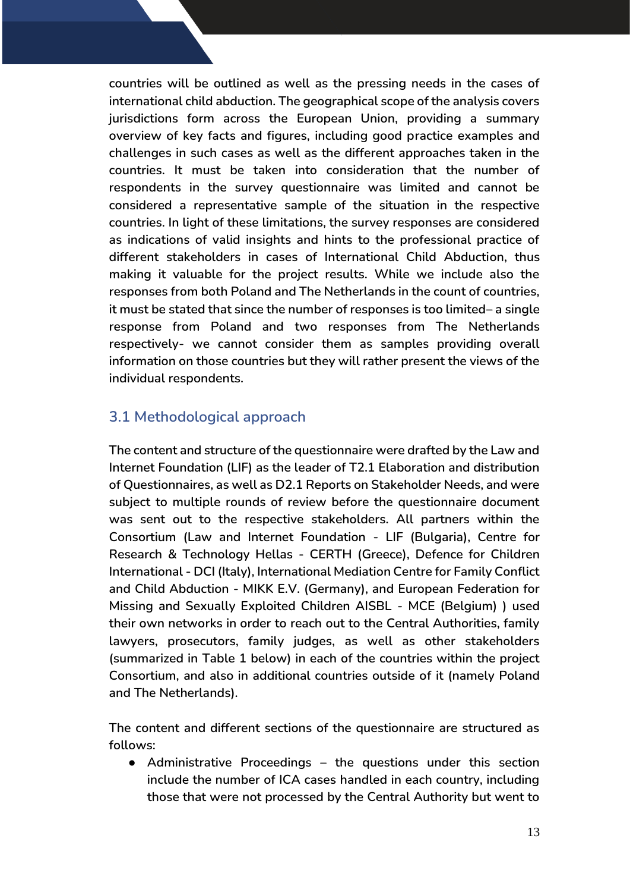countries will be outlined as well as the pressing needs in the cases of international child abduction. The geographical scope of the analysis covers jurisdictions form across the European Union, providing a summary overview of key facts and figures, including good practice examples and challenges in such cases as well as the different approaches taken in the countries. It must be taken into consideration that the number of respondents in the survey questionnaire was limited and cannot be considered a representative sample of the situation in the respective countries. In light of these limitations, the survey responses are considered as indications of valid insights and hints to the professional practice of different stakeholders in cases of International Child Abduction, thus making it valuable for the project results. While we include also the responses from both Poland and The Netherlands in the count of countries, it must be stated that since the number of responses is too limited– a single response from Poland and two responses from The Netherlands respectively- we cannot consider them as samples providing overall information on those countries but they will rather present the views of the individual respondents.

## 3.1 Methodological approach

The content and structure of the questionnaire were drafted by the Law and Internet Foundation (LIF) as the leader of T2.1 Elaboration and distribution of Questionnaires, as well as D2.1 Reports on Stakeholder Needs, and were subject to multiple rounds of review before the questionnaire document was sent out to the respective stakeholders. All partners within the Consortium (Law and Internet Foundation - LIF (Bulgaria), Centre for Research & Technology Hellas - CERTH (Greece), Defence for Children International - DCI (Italy), International Mediation Centre for Family Conflict and Child Abduction - MIKK E.V. (Germany), and European Federation for Missing and Sexually Exploited Children AISBL - MCE (Belgium) ) used their own networks in order to reach out to the Central Authorities, family lawyers, prosecutors, family judges, as well as other stakeholders (summarized in Table 1 below) in each of the countries within the project Consortium, and also in additional countries outside of it (namely Poland and The Netherlands).

The content and different sections of the questionnaire are structured as follows:

- Administrative Proceedings – the questions under this section include the number of ICA cases handled in each country, including those that were not processed by the Central Authority but went to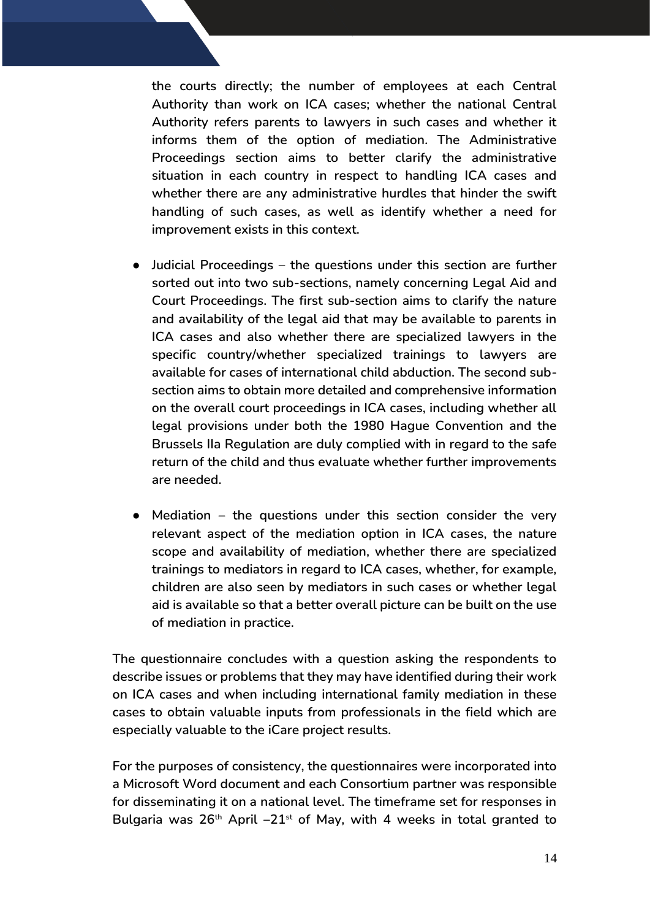the courts directly; the number of employees at each Central Authority than work on ICA cases; whether the national Central Authority refers parents to lawyers in such cases and whether it informs them of the option of mediation. The Administrative Proceedings section aims to better clarify the administrative situation in each country in respect to handling ICA cases and whether there are any administrative hurdles that hinder the swift handling of such cases, as well as identify whether a need for improvement exists in this context.

- Judicial Proceedings – the questions under this section are further sorted out into two sub-sections, namely concerning Legal Aid and Court Proceedings. The first sub-section aims to clarify the nature and availability of the legal aid that may be available to parents in ICA cases and also whether there are specialized lawyers in the specific country/whether specialized trainings to lawyers are available for cases of international child abduction. The second sub-section aims to obtain more detailed and comprehensive information on the overall court proceedings in ICA cases, including whether all legal provisions under both the 1980 Hague Convention and the Brussels IIa Regulation are duly complied with in regard to the safe return of the child and thus evaluate whether further improvements are needed.

- Mediation – the questions under this section consider the very relevant aspect of the mediation option in ICA cases, the nature scope and availability of mediation, whether there are specialized trainings to mediators in regard to ICA cases, whether, for example, children are also seen by mediators in such cases or whether legal aid is available so that a better overall picture can be built on the use of mediation in practice.

The questionnaire concludes with a question asking the respondents to describe issues or problems that they may have identified during their work on ICA cases and when including international family mediation in these cases to obtain valuable inputs from professionals in the field which are especially valuable to the iCare project results.

For the purposes of consistency, the questionnaires were incorporated into a Microsoft Word document and each Consortium partner was responsible for disseminating it on a national level. The timeframe set for responses in Bulgaria was 26th April –21st of May, with 4 weeks in total granted to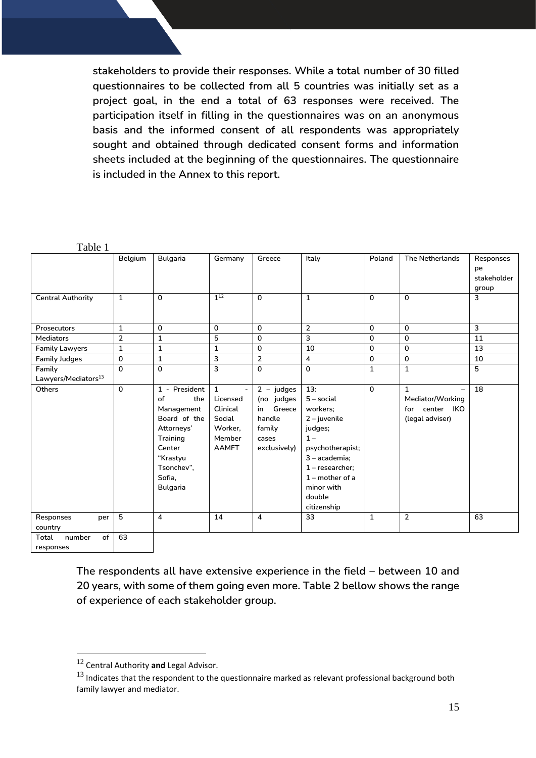stakeholders to provide their responses. While a total number of 30 filled questionnaires to be collected from all 5 countries was initially set as a project goal, in the end a total of 63 responses were received. The participation itself in filling in the questionnaires was on an anonymous basis and the informed consent of all respondents was appropriately sought and obtained through dedicated consent forms and information sheets included at the beginning of the questionnaires. The questionnaire is included in the Annex to this report.

Table 1

| | Belgium | Bulgaria | Germany | Greece | Italy | Poland | The Netherlands | Responses pe stakeholder group |
|---|---|---|---|---|---|---|---|---|
| Central Authority | 1 | 0 | 1[12] | 0 | 1 | 0 | 0 | 3 |
| Prosecutors | 1 | 0 | 0 | 0 | 2 | 0 | 0 | 3 |
| Mediators | 2 | 1 | 5 | 0 | 3 | 0 | 0 | 11 |
| Family Lawyers | 1 | 1 | 1 | 0 | 10 | 0 | 0 | 13 |
| Family Judges | 0 | 1 | 3 | 2 | 4 | 0 | 0 | 10 |
| Family Lawyers/Mediators[13] | 0 | 0 | 3 | 0 | 0 | 1 | 1 | 5 |
| Others | 0 | 1 - President of the Management Board of the Attorneys' Training Center "Krastyu Tsonchev", Sofia, Bulgaria | 1 - Licensed Clinical Social Worker, Member AAMFT | 2 – judges (no judges in Greece handle family cases exclusively) | 13: 5 – social workers; 2 – juvenile judges; 1 – psychotherapist; 3 – academia; 1 – researcher; 1 – mother of a minor with double citizenship | 0 | 1 – Mediator/Working for center IKO (legal adviser) | 18 |
| Responses per country | 5 | 4 | 14 | 4 | 33 | 1 | 2 | 63 |
| Total number of responses | 63 | | | | | | | |

The respondents all have extensive experience in the field – between 10 and 20 years, with some of them going even more. Table 2 bellow shows the range of experience of each stakeholder group.

[12] Central Authority **and** Legal Advisor.

[13] Indicates that the respondent to the questionnaire marked as relevant professional background both family lawyer and mediator.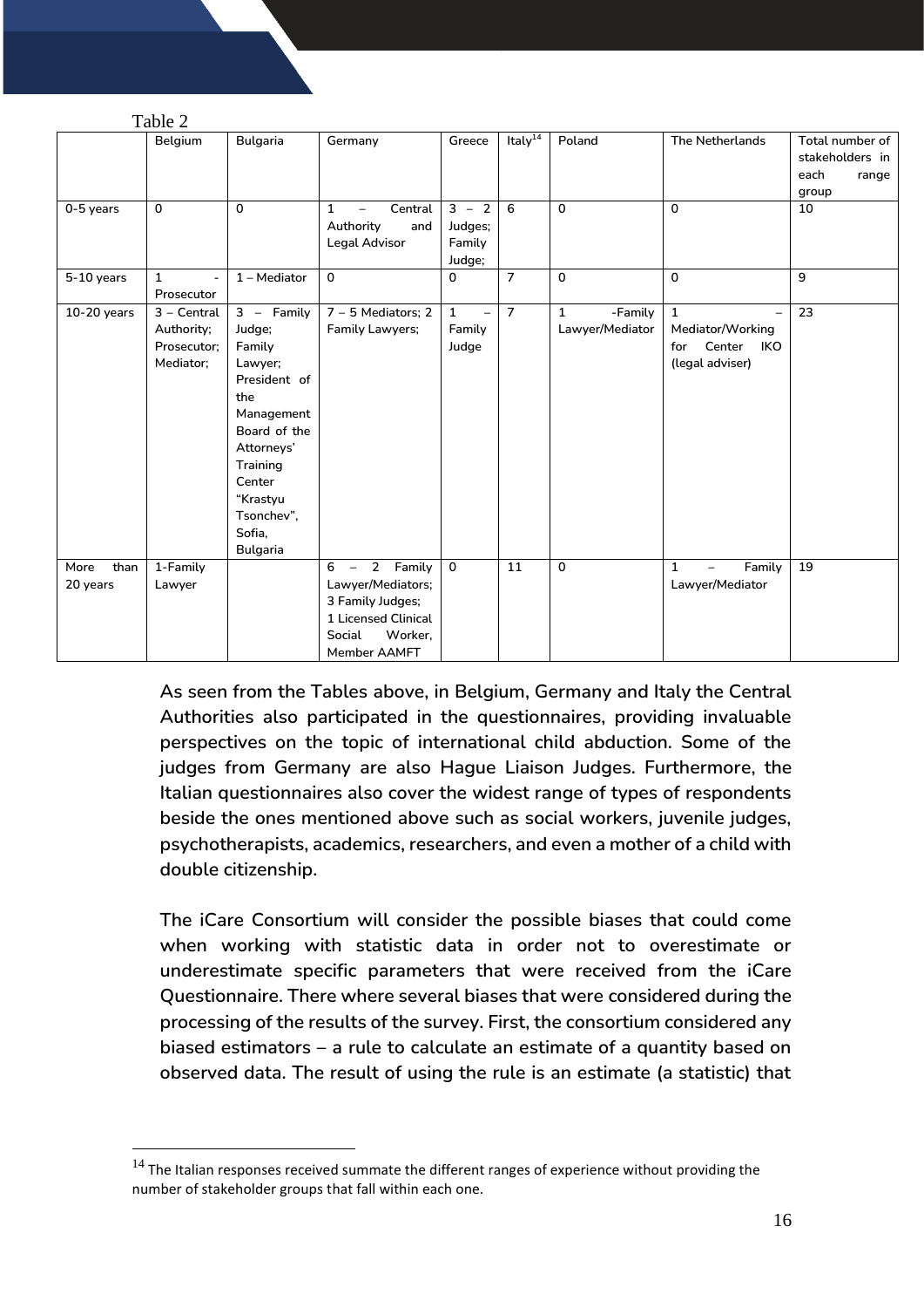Table 2

| | Belgium | Bulgaria | Germany | Greece | Italy[14] | Poland | The Netherlands | Total number of stakeholders in each range group |
|---|---|---|---|---|---|---|---|---|
| 0-5 years | 0 | 0 | 1 – Central Authority and Legal Advisor | 3 – 2 Judges; Family Judge; | 6 | 0 | 0 | 10 |
| 5-10 years | 1 - Prosecutor | 1 – Mediator | 0 | 0 | 7 | 0 | 0 | 9 |
| 10-20 years | 3 – Central Authority; Prosecutor; Mediator; | 3 – Family Judge; Family Lawyer; President of the Management Board of the Attorneys' Training Center "Krastyu Tsonchev", Sofia, Bulgaria | 7 – 5 Mediators; 2 Family Lawyers; | 1 – Family Judge | 7 | 1 -Family Lawyer/Mediator | 1 – Mediator/Working for Center IKO (legal adviser) | 23 |
| More than 20 years | 1-Family Lawyer | | 6 – 2 Family Lawyer/Mediators; 3 Family Judges; 1 Licensed Clinical Social Worker, Member AAMFT | 0 | 11 | 0 | 1 – Family Lawyer/Mediator | 19 |

As seen from the Tables above, in Belgium, Germany and Italy the Central Authorities also participated in the questionnaires, providing invaluable perspectives on the topic of international child abduction. Some of the judges from Germany are also Hague Liaison Judges. Furthermore, the Italian questionnaires also cover the widest range of types of respondents beside the ones mentioned above such as social workers, juvenile judges, psychotherapists, academics, researchers, and even a mother of a child with double citizenship.

The iCare Consortium will consider the possible biases that could come when working with statistic data in order not to overestimate or underestimate specific parameters that were received from the iCare Questionnaire. There where several biases that were considered during the processing of the results of the survey. First, the consortium considered any biased estimators – a rule to calculate an estimate of a quantity based on observed data. The result of using the rule is an estimate (a statistic) that

[14] The Italian responses received summate the different ranges of experience without providing the number of stakeholder groups that fall within each one.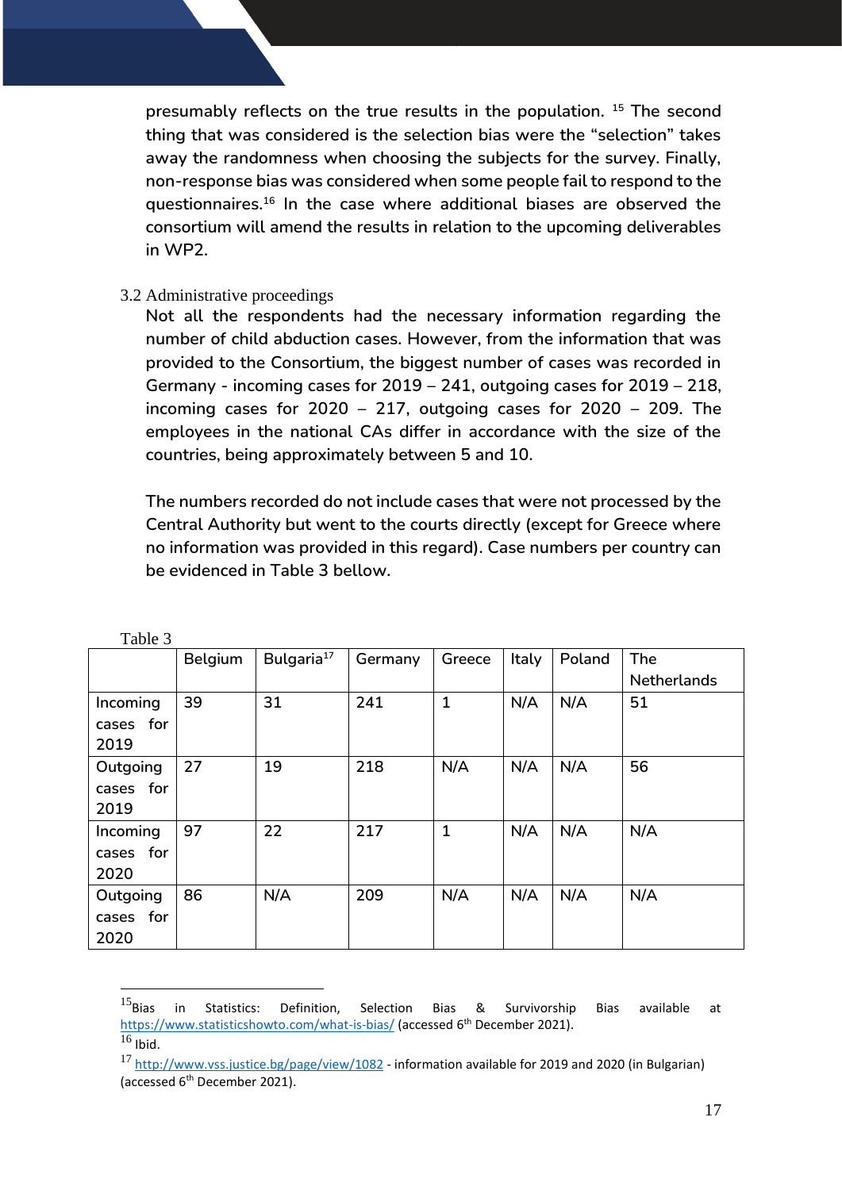presumably reflects on the true results in the population. [15] The second thing that was considered is the selection bias were the "selection" takes away the randomness when choosing the subjects for the survey. Finally, non-response bias was considered when some people fail to respond to the questionnaires.[16] In the case where additional biases are observed the consortium will amend the results in relation to the upcoming deliverables in WP2.

### 3.2 Administrative proceedings

Not all the respondents had the necessary information regarding the number of child abduction cases. However, from the information that was provided to the Consortium, the biggest number of cases was recorded in Germany - incoming cases for 2019 – 241, outgoing cases for 2019 – 218, incoming cases for 2020 – 217, outgoing cases for 2020 – 209. The employees in the national CAs differ in accordance with the size of the countries, being approximately between 5 and 10.

The numbers recorded do not include cases that were not processed by the Central Authority but went to the courts directly (except for Greece where no information was provided in this regard). Case numbers per country can be evidenced in Table 3 bellow.

Table 3

| | Belgium | Bulgaria[17] | Germany | Greece | Italy | Poland | The Netherlands |
|---|---|---|---|---|---|---|---|
| Incoming cases for 2019 | 39 | 31 | 241 | 1 | N/A | N/A | 51 |
| Outgoing cases for 2019 | 27 | 19 | 218 | N/A | N/A | N/A | 56 |
| Incoming cases for 2020 | 97 | 22 | 217 | 1 | N/A | N/A | N/A |
| Outgoing cases for 2020 | 86 | N/A | 209 | N/A | N/A | N/A | N/A |

---

[15] Bias in Statistics: Definition, Selection Bias & Survivorship Bias available at https://www.statisticshowto.com/what-is-bias/ (accessed 6th December 2021).

[16] Ibid.

[17] http://www.vss.justice.bg/page/view/1082 - information available for 2019 and 2020 (in Bulgarian) (accessed 6th December 2021).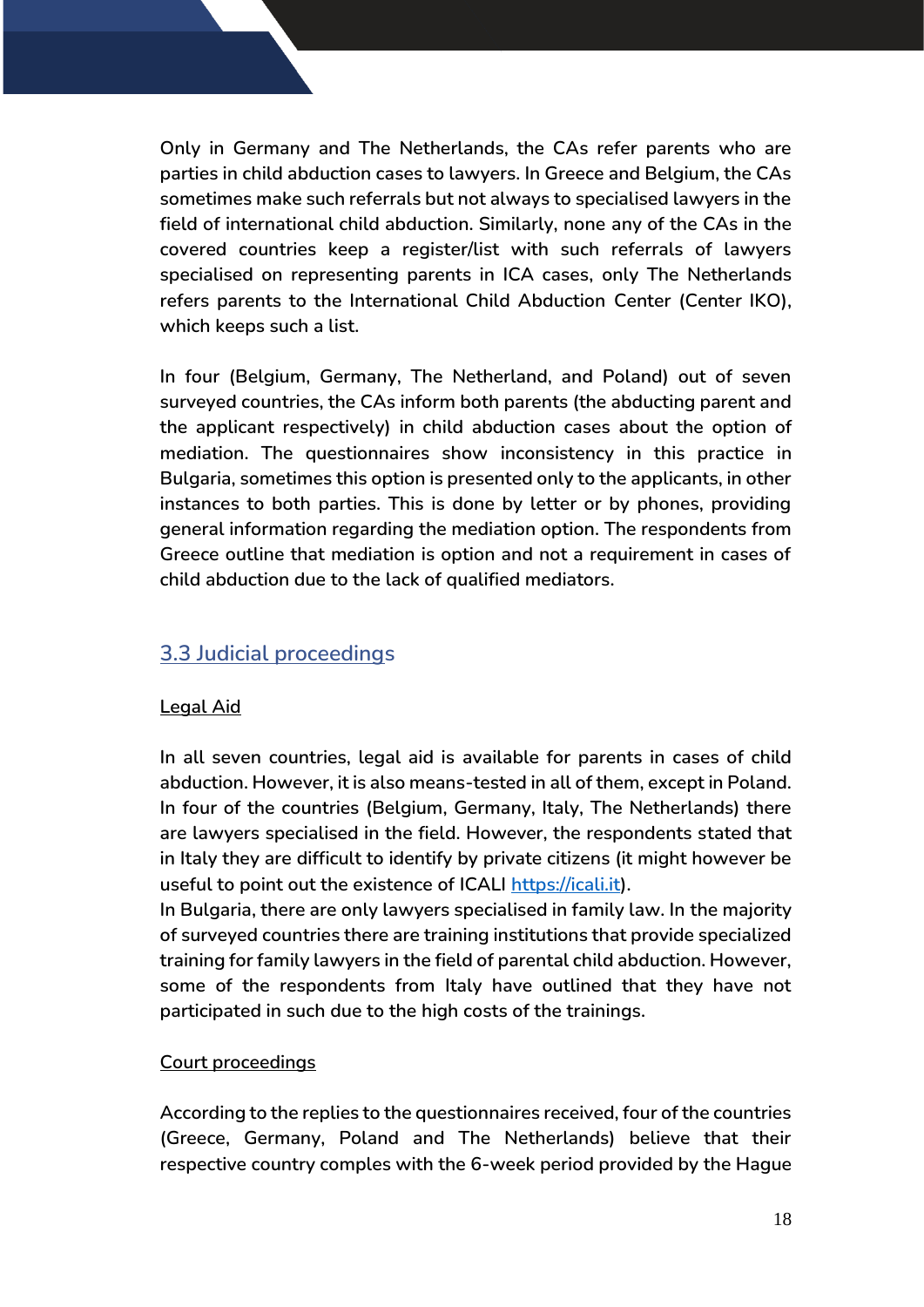Only in Germany and The Netherlands, the CAs refer parents who are parties in child abduction cases to lawyers. In Greece and Belgium, the CAs sometimes make such referrals but not always to specialised lawyers in the field of international child abduction. Similarly, none any of the CAs in the covered countries keep a register/list with such referrals of lawyers specialised on representing parents in ICA cases, only The Netherlands refers parents to the International Child Abduction Center (Center IKO), which keeps such a list.

In four (Belgium, Germany, The Netherland, and Poland) out of seven surveyed countries, the CAs inform both parents (the abducting parent and the applicant respectively) in child abduction cases about the option of mediation. The questionnaires show inconsistency in this practice in Bulgaria, sometimes this option is presented only to the applicants, in other instances to both parties. This is done by letter or by phones, providing general information regarding the mediation option. The respondents from Greece outline that mediation is option and not a requirement in cases of child abduction due to the lack of qualified mediators.

## 3.3 Judicial proceedings

### Legal Aid

In all seven countries, legal aid is available for parents in cases of child abduction. However, it is also means-tested in all of them, except in Poland. In four of the countries (Belgium, Germany, Italy, The Netherlands) there are lawyers specialised in the field. However, the respondents stated that in Italy they are difficult to identify by private citizens (it might however be useful to point out the existence of ICALI [https://icali.it](https://icali.it)).
In Bulgaria, there are only lawyers specialised in family law. In the majority of surveyed countries there are training institutions that provide specialized training for family lawyers in the field of parental child abduction. However, some of the respondents from Italy have outlined that they have not participated in such due to the high costs of the trainings.

### Court proceedings

According to the replies to the questionnaires received, four of the countries (Greece, Germany, Poland and The Netherlands) believe that their respective country comples with the 6-week period provided by the Hague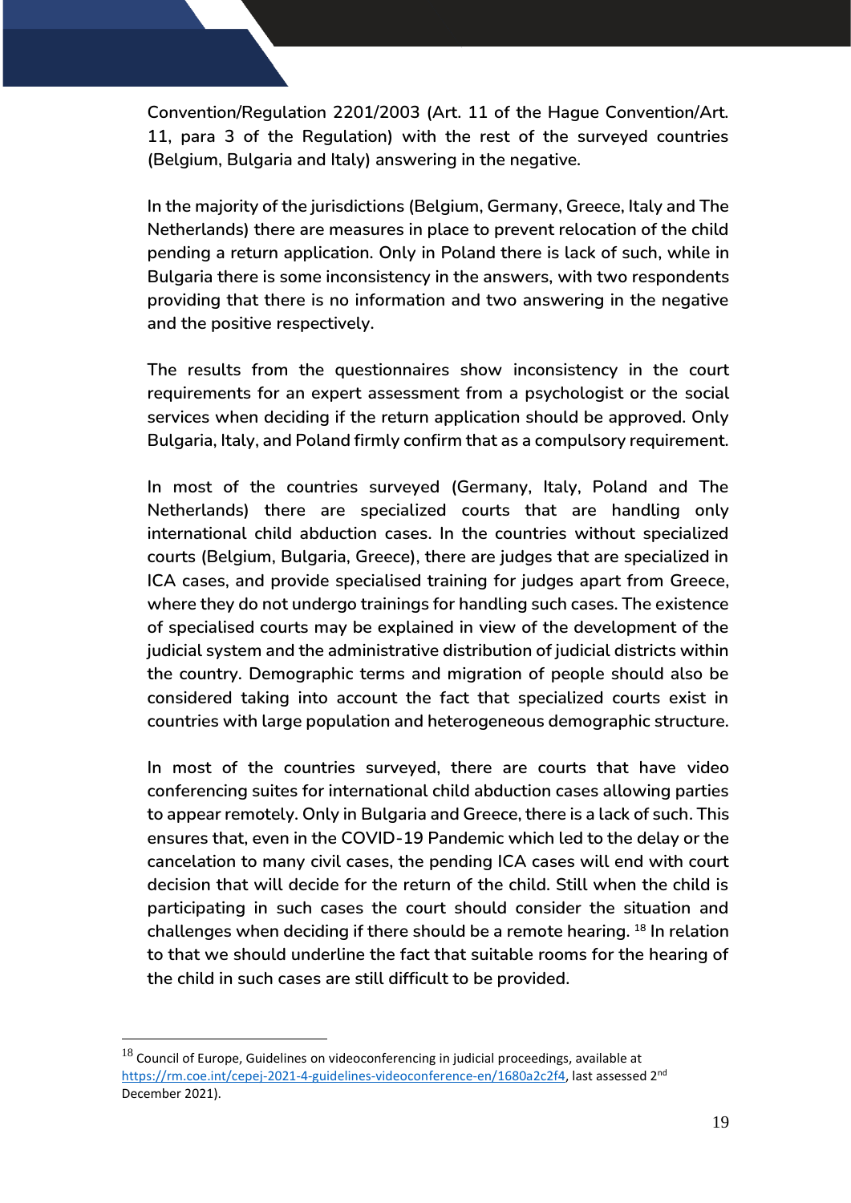Convention/Regulation 2201/2003 (Art. 11 of the Hague Convention/Art. 11, para 3 of the Regulation) with the rest of the surveyed countries (Belgium, Bulgaria and Italy) answering in the negative.

In the majority of the jurisdictions (Belgium, Germany, Greece, Italy and The Netherlands) there are measures in place to prevent relocation of the child pending a return application. Only in Poland there is lack of such, while in Bulgaria there is some inconsistency in the answers, with two respondents providing that there is no information and two answering in the negative and the positive respectively.

The results from the questionnaires show inconsistency in the court requirements for an expert assessment from a psychologist or the social services when deciding if the return application should be approved. Only Bulgaria, Italy, and Poland firmly confirm that as a compulsory requirement.

In most of the countries surveyed (Germany, Italy, Poland and The Netherlands) there are specialized courts that are handling only international child abduction cases. In the countries without specialized courts (Belgium, Bulgaria, Greece), there are judges that are specialized in ICA cases, and provide specialised training for judges apart from Greece, where they do not undergo trainings for handling such cases. The existence of specialised courts may be explained in view of the development of the judicial system and the administrative distribution of judicial districts within the country. Demographic terms and migration of people should also be considered taking into account the fact that specialized courts exist in countries with large population and heterogeneous demographic structure.

In most of the countries surveyed, there are courts that have video conferencing suites for international child abduction cases allowing parties to appear remotely. Only in Bulgaria and Greece, there is a lack of such. This ensures that, even in the COVID-19 Pandemic which led to the delay or the cancelation to many civil cases, the pending ICA cases will end with court decision that will decide for the return of the child. Still when the child is participating in such cases the court should consider the situation and challenges when deciding if there should be a remote hearing. [18] In relation to that we should underline the fact that suitable rooms for the hearing of the child in such cases are still difficult to be provided.

---

[18] Council of Europe, Guidelines on videoconferencing in judicial proceedings, available at https://rm.coe.int/cepej-2021-4-guidelines-videoconference-en/1680a2c2f4, last assessed 2nd December 2021).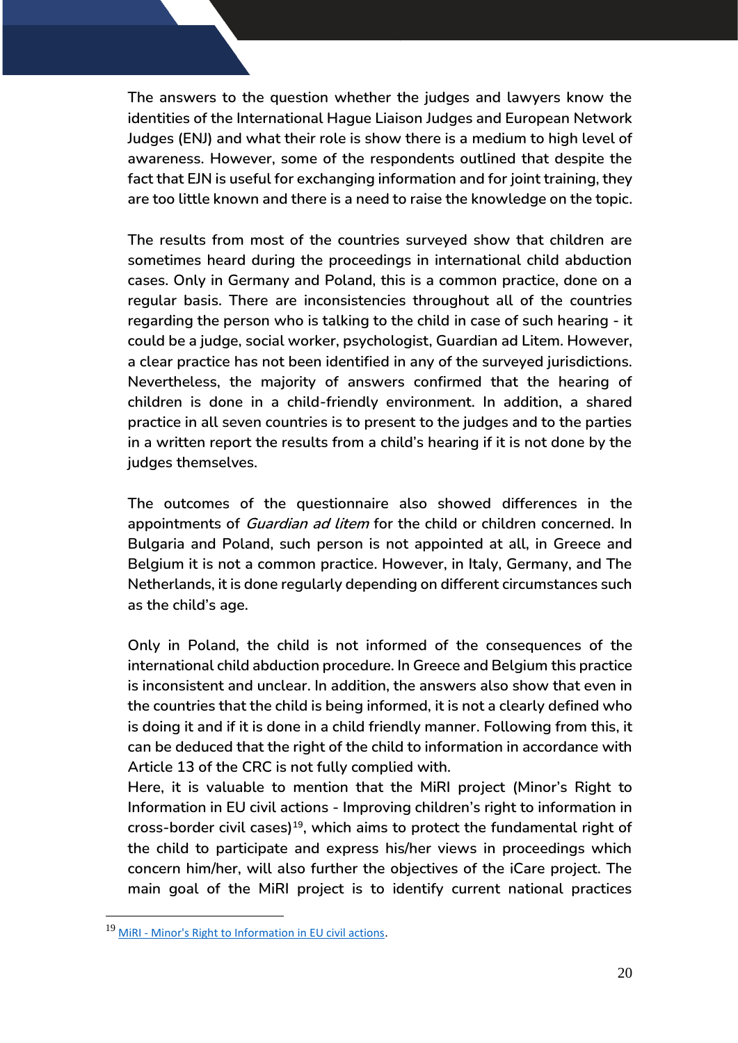The answers to the question whether the judges and lawyers know the identities of the International Hague Liaison Judges and European Network Judges (ENJ) and what their role is show there is a medium to high level of awareness. However, some of the respondents outlined that despite the fact that EJN is useful for exchanging information and for joint training, they are too little known and there is a need to raise the knowledge on the topic.

The results from most of the countries surveyed show that children are sometimes heard during the proceedings in international child abduction cases. Only in Germany and Poland, this is a common practice, done on a regular basis. There are inconsistencies throughout all of the countries regarding the person who is talking to the child in case of such hearing - it could be a judge, social worker, psychologist, Guardian ad Litem. However, a clear practice has not been identified in any of the surveyed jurisdictions. Nevertheless, the majority of answers confirmed that the hearing of children is done in a child-friendly environment. In addition, a shared practice in all seven countries is to present to the judges and to the parties in a written report the results from a child's hearing if it is not done by the judges themselves.

The outcomes of the questionnaire also showed differences in the appointments of *Guardian ad litem* for the child or children concerned. In Bulgaria and Poland, such person is not appointed at all, in Greece and Belgium it is not a common practice. However, in Italy, Germany, and The Netherlands, it is done regularly depending on different circumstances such as the child's age.

Only in Poland, the child is not informed of the consequences of the international child abduction procedure. In Greece and Belgium this practice is inconsistent and unclear. In addition, the answers also show that even in the countries that the child is being informed, it is not a clearly defined who is doing it and if it is done in a child friendly manner. Following from this, it can be deduced that the right of the child to information in accordance with Article 13 of the CRC is not fully complied with.
Here, it is valuable to mention that the MiRI project (Minor's Right to Information in EU civil actions - Improving children's right to information in cross-border civil cases)[19], which aims to protect the fundamental right of the child to participate and express his/her views in proceedings which concern him/her, will also further the objectives of the iCare project. The main goal of the MiRI project is to identify current national practices

[19] MiRI - Minor's Right to Information in EU civil actions.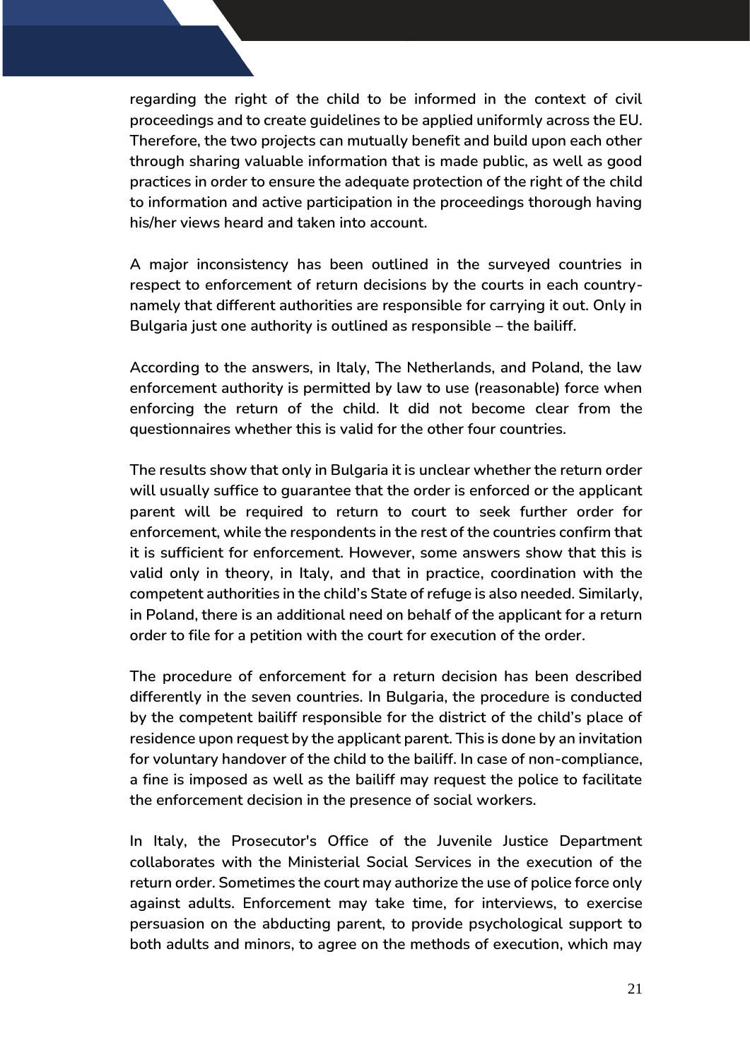regarding the right of the child to be informed in the context of civil proceedings and to create guidelines to be applied uniformly across the EU. Therefore, the two projects can mutually benefit and build upon each other through sharing valuable information that is made public, as well as good practices in order to ensure the adequate protection of the right of the child to information and active participation in the proceedings thorough having his/her views heard and taken into account.

A major inconsistency has been outlined in the surveyed countries in respect to enforcement of return decisions by the courts in each country- namely that different authorities are responsible for carrying it out. Only in Bulgaria just one authority is outlined as responsible – the bailiff.

According to the answers, in Italy, The Netherlands, and Poland, the law enforcement authority is permitted by law to use (reasonable) force when enforcing the return of the child. It did not become clear from the questionnaires whether this is valid for the other four countries.

The results show that only in Bulgaria it is unclear whether the return order will usually suffice to guarantee that the order is enforced or the applicant parent will be required to return to court to seek further order for enforcement, while the respondents in the rest of the countries confirm that it is sufficient for enforcement. However, some answers show that this is valid only in theory, in Italy, and that in practice, coordination with the competent authorities in the child's State of refuge is also needed. Similarly, in Poland, there is an additional need on behalf of the applicant for a return order to file for a petition with the court for execution of the order.

The procedure of enforcement for a return decision has been described differently in the seven countries. In Bulgaria, the procedure is conducted by the competent bailiff responsible for the district of the child's place of residence upon request by the applicant parent. This is done by an invitation for voluntary handover of the child to the bailiff. In case of non-compliance, a fine is imposed as well as the bailiff may request the police to facilitate the enforcement decision in the presence of social workers.

In Italy, the Prosecutor's Office of the Juvenile Justice Department collaborates with the Ministerial Social Services in the execution of the return order. Sometimes the court may authorize the use of police force only against adults. Enforcement may take time, for interviews, to exercise persuasion on the abducting parent, to provide psychological support to both adults and minors, to agree on the methods of execution, which may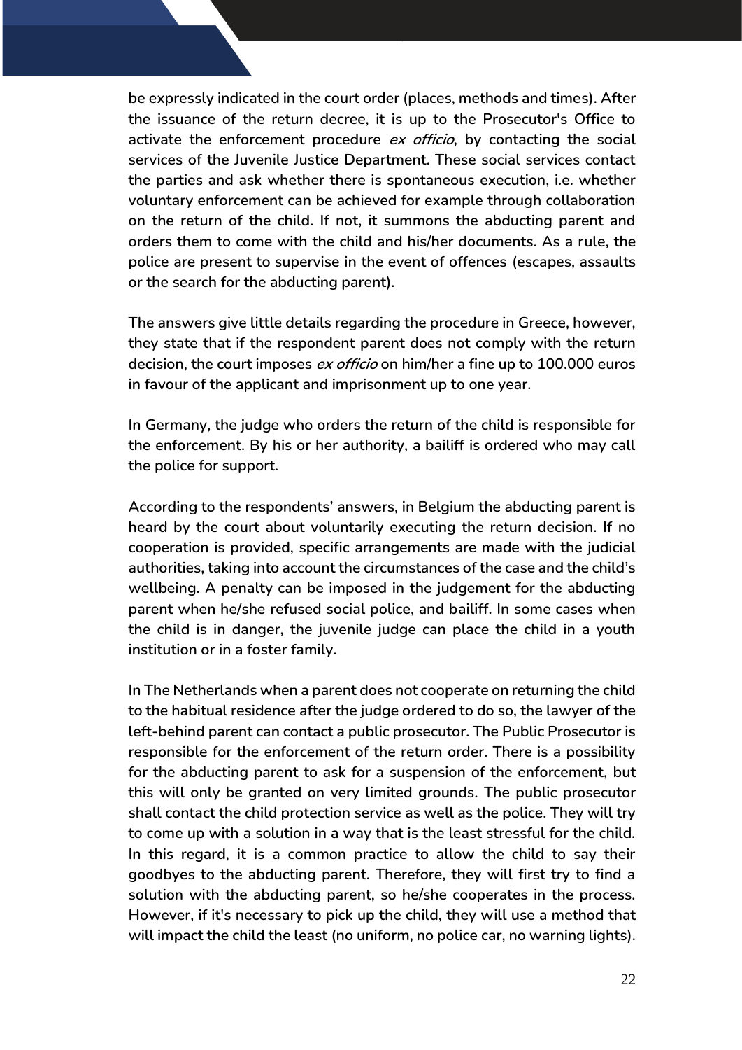be expressly indicated in the court order (places, methods and times). After the issuance of the return decree, it is up to the Prosecutor's Office to activate the enforcement procedure *ex officio*, by contacting the social services of the Juvenile Justice Department. These social services contact the parties and ask whether there is spontaneous execution, i.e. whether voluntary enforcement can be achieved for example through collaboration on the return of the child. If not, it summons the abducting parent and orders them to come with the child and his/her documents. As a rule, the police are present to supervise in the event of offences (escapes, assaults or the search for the abducting parent).

The answers give little details regarding the procedure in Greece, however, they state that if the respondent parent does not comply with the return decision, the court imposes *ex officio* on him/her a fine up to 100.000 euros in favour of the applicant and imprisonment up to one year.

In Germany, the judge who orders the return of the child is responsible for the enforcement. By his or her authority, a bailiff is ordered who may call the police for support.

According to the respondents' answers, in Belgium the abducting parent is heard by the court about voluntarily executing the return decision. If no cooperation is provided, specific arrangements are made with the judicial authorities, taking into account the circumstances of the case and the child's wellbeing. A penalty can be imposed in the judgement for the abducting parent when he/she refused social police, and bailiff. In some cases when the child is in danger, the juvenile judge can place the child in a youth institution or in a foster family.

In The Netherlands when a parent does not cooperate on returning the child to the habitual residence after the judge ordered to do so, the lawyer of the left-behind parent can contact a public prosecutor. The Public Prosecutor is responsible for the enforcement of the return order. There is a possibility for the abducting parent to ask for a suspension of the enforcement, but this will only be granted on very limited grounds. The public prosecutor shall contact the child protection service as well as the police. They will try to come up with a solution in a way that is the least stressful for the child. In this regard, it is a common practice to allow the child to say their goodbyes to the abducting parent. Therefore, they will first try to find a solution with the abducting parent, so he/she cooperates in the process. However, if it's necessary to pick up the child, they will use a method that will impact the child the least (no uniform, no police car, no warning lights).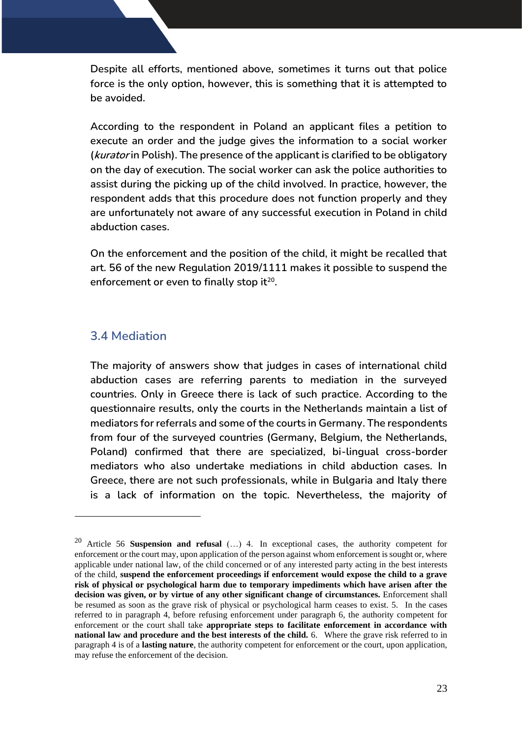**Despite all efforts, mentioned above, sometimes it turns out that police force is the only option, however, this is something that it is attempted to be avoided.**

**According to the respondent in Poland an applicant files a petition to execute an order and the judge gives the information to a social worker (*kurator* in Polish). The presence of the applicant is clarified to be obligatory on the day of execution. The social worker can ask the police authorities to assist during the picking up of the child involved. In practice, however, the respondent adds that this procedure does not function properly and they are unfortunately not aware of any successful execution in Poland in child abduction cases.**

**On the enforcement and the position of the child, it might be recalled that art. 56 of the new Regulation 2019/1111 makes it possible to suspend the enforcement or even to finally stop it[20].**

## 3.4 Mediation

**The majority of answers show that judges in cases of international child abduction cases are referring parents to mediation in the surveyed countries. Only in Greece there is lack of such practice. According to the questionnaire results, only the courts in the Netherlands maintain a list of mediators for referrals and some of the courts in Germany. The respondents from four of the surveyed countries (Germany, Belgium, the Netherlands, Poland) confirmed that there are specialized, bi-lingual cross-border mediators who also undertake mediations in child abduction cases. In Greece, there are not such professionals, while in Bulgaria and Italy there is a lack of information on the topic. Nevertheless, the majority of**

---

[20] Article 56 **Suspension and refusal** (…) 4. In exceptional cases, the authority competent for enforcement or the court may, upon application of the person against whom enforcement is sought or, where applicable under national law, of the child concerned or of any interested party acting in the best interests of the child, **suspend the enforcement proceedings if enforcement would expose the child to a grave risk of physical or psychological harm due to temporary impediments which have arisen after the decision was given, or by virtue of any other significant change of circumstances.** Enforcement shall be resumed as soon as the grave risk of physical or psychological harm ceases to exist. 5. In the cases referred to in paragraph 4, before refusing enforcement under paragraph 6, the authority competent for enforcement or the court shall take **appropriate steps to facilitate enforcement in accordance with national law and procedure and the best interests of the child.** 6. Where the grave risk referred to in paragraph 4 is of a **lasting nature**, the authority competent for enforcement or the court, upon application, may refuse the enforcement of the decision.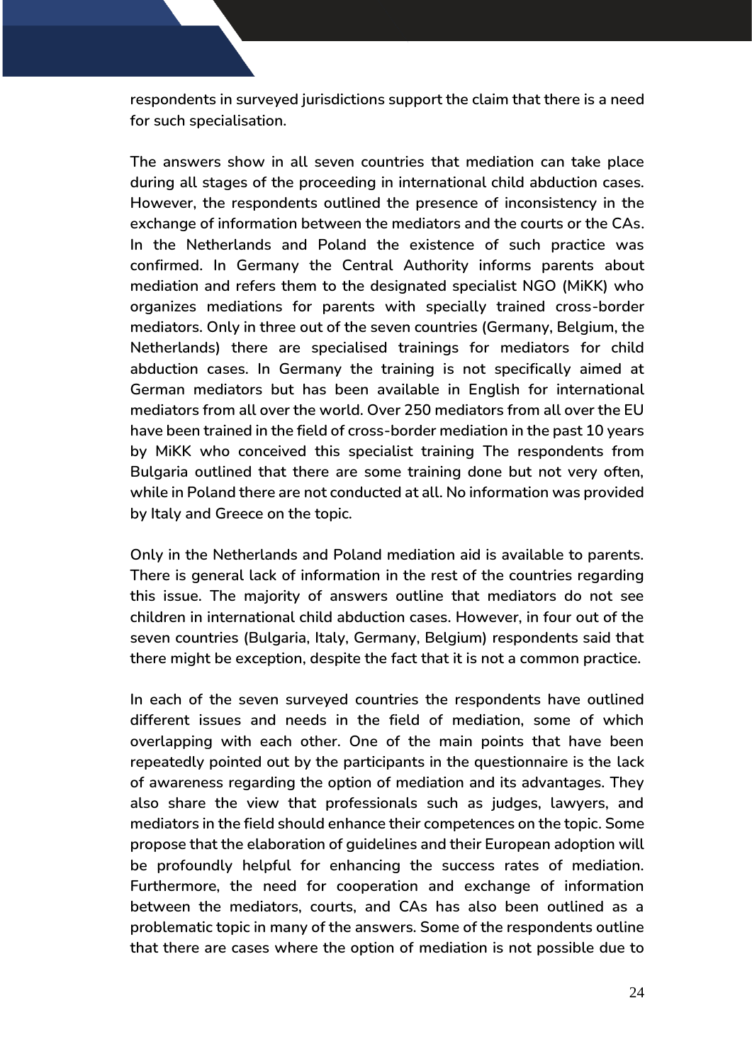respondents in surveyed jurisdictions support the claim that there is a need for such specialisation.

The answers show in all seven countries that mediation can take place during all stages of the proceeding in international child abduction cases. However, the respondents outlined the presence of inconsistency in the exchange of information between the mediators and the courts or the CAs. In the Netherlands and Poland the existence of such practice was confirmed. In Germany the Central Authority informs parents about mediation and refers them to the designated specialist NGO (MiKK) who organizes mediations for parents with specially trained cross-border mediators. Only in three out of the seven countries (Germany, Belgium, the Netherlands) there are specialised trainings for mediators for child abduction cases. In Germany the training is not specifically aimed at German mediators but has been available in English for international mediators from all over the world. Over 250 mediators from all over the EU have been trained in the field of cross-border mediation in the past 10 years by MiKK who conceived this specialist training The respondents from Bulgaria outlined that there are some training done but not very often, while in Poland there are not conducted at all. No information was provided by Italy and Greece on the topic.

Only in the Netherlands and Poland mediation aid is available to parents. There is general lack of information in the rest of the countries regarding this issue. The majority of answers outline that mediators do not see children in international child abduction cases. However, in four out of the seven countries (Bulgaria, Italy, Germany, Belgium) respondents said that there might be exception, despite the fact that it is not a common practice.

In each of the seven surveyed countries the respondents have outlined different issues and needs in the field of mediation, some of which overlapping with each other. One of the main points that have been repeatedly pointed out by the participants in the questionnaire is the lack of awareness regarding the option of mediation and its advantages. They also share the view that professionals such as judges, lawyers, and mediators in the field should enhance their competences on the topic. Some propose that the elaboration of guidelines and their European adoption will be profoundly helpful for enhancing the success rates of mediation. Furthermore, the need for cooperation and exchange of information between the mediators, courts, and CAs has also been outlined as a problematic topic in many of the answers. Some of the respondents outline that there are cases where the option of mediation is not possible due to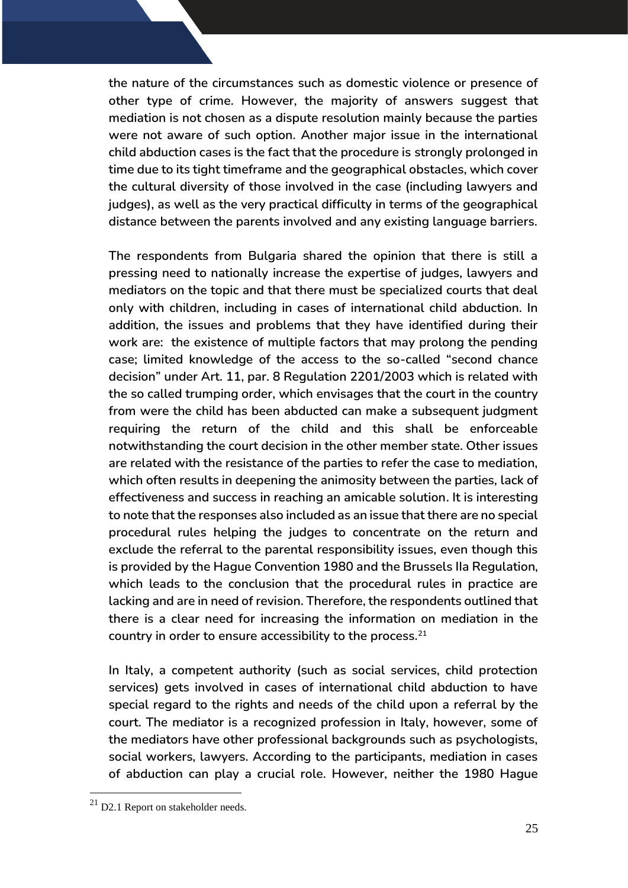the nature of the circumstances such as domestic violence or presence of other type of crime. However, the majority of answers suggest that mediation is not chosen as a dispute resolution mainly because the parties were not aware of such option. Another major issue in the international child abduction cases is the fact that the procedure is strongly prolonged in time due to its tight timeframe and the geographical obstacles, which cover the cultural diversity of those involved in the case (including lawyers and judges), as well as the very practical difficulty in terms of the geographical distance between the parents involved and any existing language barriers.

The respondents from Bulgaria shared the opinion that there is still a pressing need to nationally increase the expertise of judges, lawyers and mediators on the topic and that there must be specialized courts that deal only with children, including in cases of international child abduction. In addition, the issues and problems that they have identified during their work are: the existence of multiple factors that may prolong the pending case; limited knowledge of the access to the so-called "second chance decision" under Art. 11, par. 8 Regulation 2201/2003 which is related with the so called trumping order, which envisages that the court in the country from were the child has been abducted can make a subsequent judgment requiring the return of the child and this shall be enforceable notwithstanding the court decision in the other member state. Other issues are related with the resistance of the parties to refer the case to mediation, which often results in deepening the animosity between the parties, lack of effectiveness and success in reaching an amicable solution. It is interesting to note that the responses also included as an issue that there are no special procedural rules helping the judges to concentrate on the return and exclude the referral to the parental responsibility issues, even though this is provided by the Hague Convention 1980 and the Brussels IIa Regulation, which leads to the conclusion that the procedural rules in practice are lacking and are in need of revision. Therefore, the respondents outlined that there is a clear need for increasing the information on mediation in the country in order to ensure accessibility to the process.[21]

In Italy, a competent authority (such as social services, child protection services) gets involved in cases of international child abduction to have special regard to the rights and needs of the child upon a referral by the court. The mediator is a recognized profession in Italy, however, some of the mediators have other professional backgrounds such as psychologists, social workers, lawyers. According to the participants, mediation in cases of abduction can play a crucial role. However, neither the 1980 Hague

[21] D2.1 Report on stakeholder needs.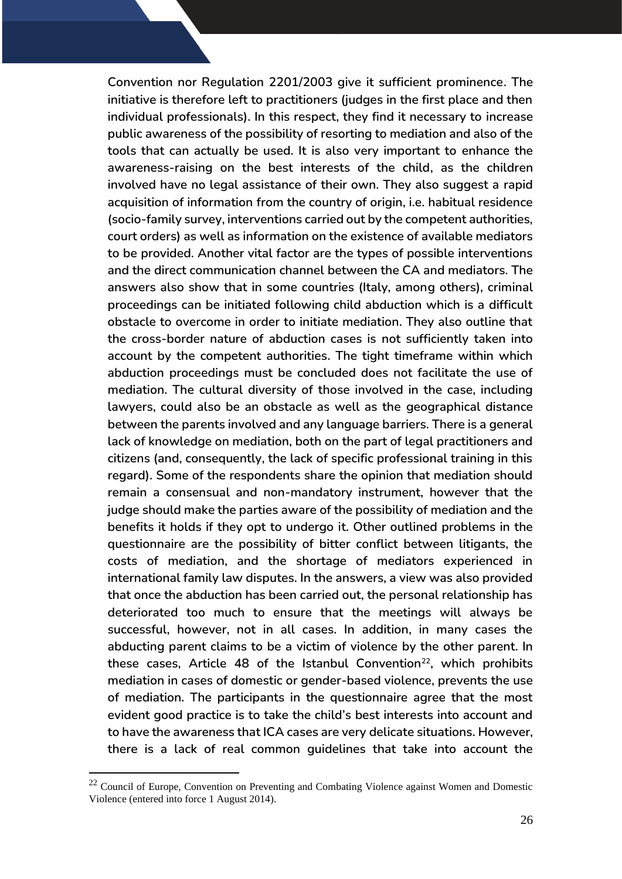**Convention nor Regulation 2201/2003 give it sufficient prominence. The initiative is therefore left to practitioners (judges in the first place and then individual professionals). In this respect, they find it necessary to increase public awareness of the possibility of resorting to mediation and also of the tools that can actually be used. It is also very important to enhance the awareness-raising on the best interests of the child, as the children involved have no legal assistance of their own. They also suggest a rapid acquisition of information from the country of origin, i.e. habitual residence (socio-family survey, interventions carried out by the competent authorities, court orders) as well as information on the existence of available mediators to be provided. Another vital factor are the types of possible interventions and the direct communication channel between the CA and mediators. The answers also show that in some countries (Italy, among others), criminal proceedings can be initiated following child abduction which is a difficult obstacle to overcome in order to initiate mediation. They also outline that the cross-border nature of abduction cases is not sufficiently taken into account by the competent authorities. The tight timeframe within which abduction proceedings must be concluded does not facilitate the use of mediation. The cultural diversity of those involved in the case, including lawyers, could also be an obstacle as well as the geographical distance between the parents involved and any language barriers. There is a general lack of knowledge on mediation, both on the part of legal practitioners and citizens (and, consequently, the lack of specific professional training in this regard). Some of the respondents share the opinion that mediation should remain a consensual and non-mandatory instrument, however that the judge should make the parties aware of the possibility of mediation and the benefits it holds if they opt to undergo it. Other outlined problems in the questionnaire are the possibility of bitter conflict between litigants, the costs of mediation, and the shortage of mediators experienced in international family law disputes. In the answers, a view was also provided that once the abduction has been carried out, the personal relationship has deteriorated too much to ensure that the meetings will always be successful, however, not in all cases. In addition, in many cases the abducting parent claims to be a victim of violence by the other parent. In these cases, Article 48 of the Istanbul Convention[22], which prohibits mediation in cases of domestic or gender-based violence, prevents the use of mediation. The participants in the questionnaire agree that the most evident good practice is to take the child's best interests into account and to have the awareness that ICA cases are very delicate situations. However, there is a lack of real common guidelines that take into account the**

[22] Council of Europe, Convention on Preventing and Combating Violence against Women and Domestic Violence (entered into force 1 August 2014).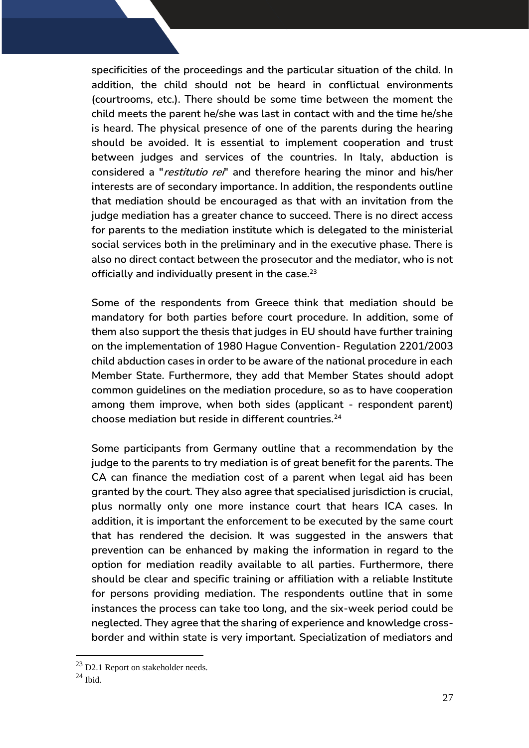**specificities of the proceedings and the particular situation of the child. In addition, the child should not be heard in conflictual environments (courtrooms, etc.). There should be some time between the moment the child meets the parent he/she was last in contact with and the time he/she is heard. The physical presence of one of the parents during the hearing should be avoided. It is essential to implement cooperation and trust between judges and services of the countries. In Italy, abduction is considered a "*restitutio rei*" and therefore hearing the minor and his/her interests are of secondary importance. In addition, the respondents outline that mediation should be encouraged as that with an invitation from the judge mediation has a greater chance to succeed. There is no direct access for parents to the mediation institute which is delegated to the ministerial social services both in the preliminary and in the executive phase. There is also no direct contact between the prosecutor and the mediator, who is not officially and individually present in the case.[23]**

**Some of the respondents from Greece think that mediation should be mandatory for both parties before court procedure. In addition, some of them also support the thesis that judges in EU should have further training on the implementation of 1980 Hague Convention- Regulation 2201/2003 child abduction cases in order to be aware of the national procedure in each Member State. Furthermore, they add that Member States should adopt common guidelines on the mediation procedure, so as to have cooperation among them improve, when both sides (applicant - respondent parent) choose mediation but reside in different countries.[24]**

**Some participants from Germany outline that a recommendation by the judge to the parents to try mediation is of great benefit for the parents. The CA can finance the mediation cost of a parent when legal aid has been granted by the court. They also agree that specialised jurisdiction is crucial, plus normally only one more instance court that hears ICA cases. In addition, it is important the enforcement to be executed by the same court that has rendered the decision. It was suggested in the answers that prevention can be enhanced by making the information in regard to the option for mediation readily available to all parties. Furthermore, there should be clear and specific training or affiliation with a reliable Institute for persons providing mediation. The respondents outline that in some instances the process can take too long, and the six-week period could be neglected. They agree that the sharing of experience and knowledge cross-border and within state is very important. Specialization of mediators and**

[23] D2.1 Report on stakeholder needs.

[24] Ibid.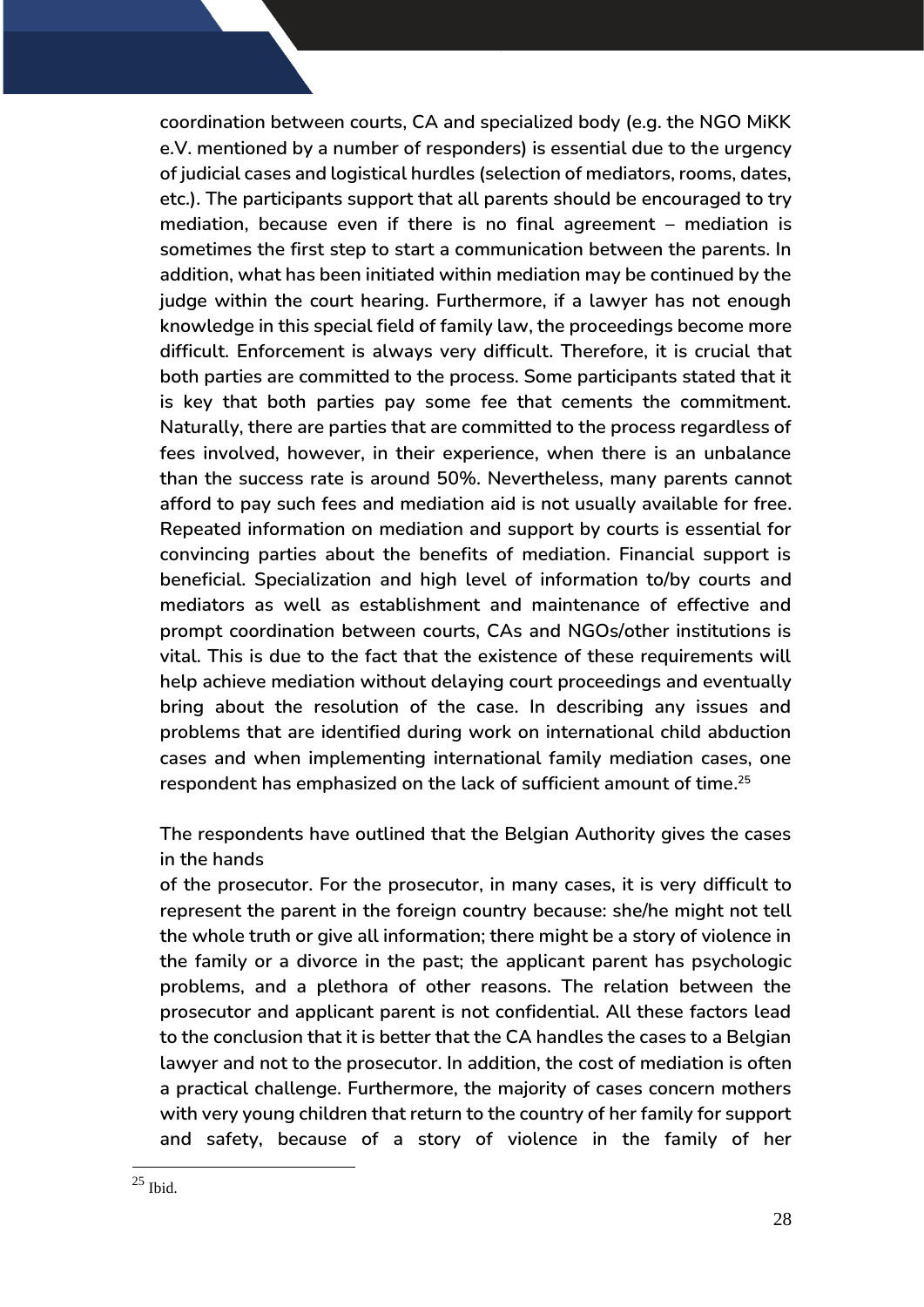**coordination between courts, CA and specialized body (e.g. the NGO MiKK e.V. mentioned by a number of responders) is essential due to the urgency of judicial cases and logistical hurdles (selection of mediators, rooms, dates, etc.). The participants support that all parents should be encouraged to try mediation, because even if there is no final agreement – mediation is sometimes the first step to start a communication between the parents. In addition, what has been initiated within mediation may be continued by the judge within the court hearing. Furthermore, if a lawyer has not enough knowledge in this special field of family law, the proceedings become more difficult. Enforcement is always very difficult. Therefore, it is crucial that both parties are committed to the process. Some participants stated that it is key that both parties pay some fee that cements the commitment. Naturally, there are parties that are committed to the process regardless of fees involved, however, in their experience, when there is an unbalance than the success rate is around 50%. Nevertheless, many parents cannot afford to pay such fees and mediation aid is not usually available for free. Repeated information on mediation and support by courts is essential for convincing parties about the benefits of mediation. Financial support is beneficial. Specialization and high level of information to/by courts and mediators as well as establishment and maintenance of effective and prompt coordination between courts, CAs and NGOs/other institutions is vital. This is due to the fact that the existence of these requirements will help achieve mediation without delaying court proceedings and eventually bring about the resolution of the case. In describing any issues and problems that are identified during work on international child abduction cases and when implementing international family mediation cases, one respondent has emphasized on the lack of sufficient amount of time.[25]**

**The respondents have outlined that the Belgian Authority gives the cases in the hands of the prosecutor. For the prosecutor, in many cases, it is very difficult to represent the parent in the foreign country because: she/he might not tell the whole truth or give all information; there might be a story of violence in the family or a divorce in the past; the applicant parent has psychologic problems, and a plethora of other reasons. The relation between the prosecutor and applicant parent is not confidential. All these factors lead to the conclusion that it is better that the CA handles the cases to a Belgian lawyer and not to the prosecutor. In addition, the cost of mediation is often a practical challenge. Furthermore, the majority of cases concern mothers with very young children that return to the country of her family for support and safety, because of a story of violence in the family of her**

[25] Ibid.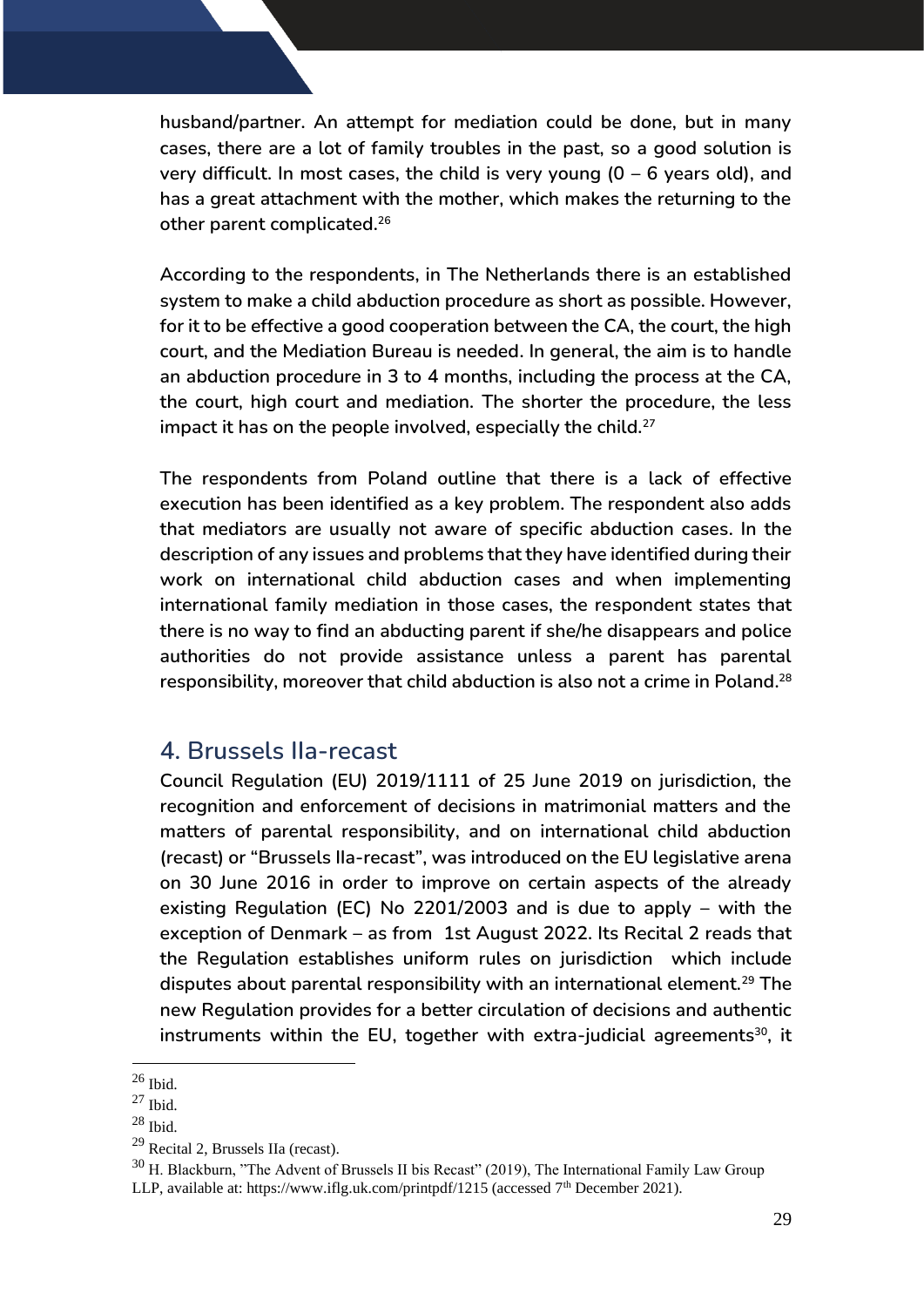**husband/partner. An attempt for mediation could be done, but in many cases, there are a lot of family troubles in the past, so a good solution is very difficult. In most cases, the child is very young (0 – 6 years old), and has a great attachment with the mother, which makes the returning to the other parent complicated.**[26]

**According to the respondents, in The Netherlands there is an established system to make a child abduction procedure as short as possible. However, for it to be effective a good cooperation between the CA, the court, the high court, and the Mediation Bureau is needed. In general, the aim is to handle an abduction procedure in 3 to 4 months, including the process at the CA, the court, high court and mediation. The shorter the procedure, the less impact it has on the people involved, especially the child.**[27]

**The respondents from Poland outline that there is a lack of effective execution has been identified as a key problem. The respondent also adds that mediators are usually not aware of specific abduction cases. In the description of any issues and problems that they have identified during their work on international child abduction cases and when implementing international family mediation in those cases, the respondent states that there is no way to find an abducting parent if she/he disappears and police authorities do not provide assistance unless a parent has parental responsibility, moreover that child abduction is also not a crime in Poland.**[28]

## 4. Brussels IIa-recast

**Council Regulation (EU) 2019/1111 of 25 June 2019 on jurisdiction, the recognition and enforcement of decisions in matrimonial matters and the matters of parental responsibility, and on international child abduction (recast) or "Brussels IIa-recast", was introduced on the EU legislative arena on 30 June 2016 in order to improve on certain aspects of the already existing Regulation (EC) No 2201/2003 and is due to apply – with the exception of Denmark – as from 1st August 2022. Its Recital 2 reads that the Regulation establishes uniform rules on jurisdiction which include disputes about parental responsibility with an international element.**[29] **The new Regulation provides for a better circulation of decisions and authentic instruments within the EU, together with extra-judicial agreements**[30]**, it**

---

[26] Ibid.

[27] Ibid.

[28] Ibid.

[29] Recital 2, Brussels IIa (recast).

[30] H. Blackburn, "The Advent of Brussels II bis Recast" (2019), The International Family Law Group LLP, available at: https://www.iflg.uk.com/printpdf/1215 (accessed 7th December 2021).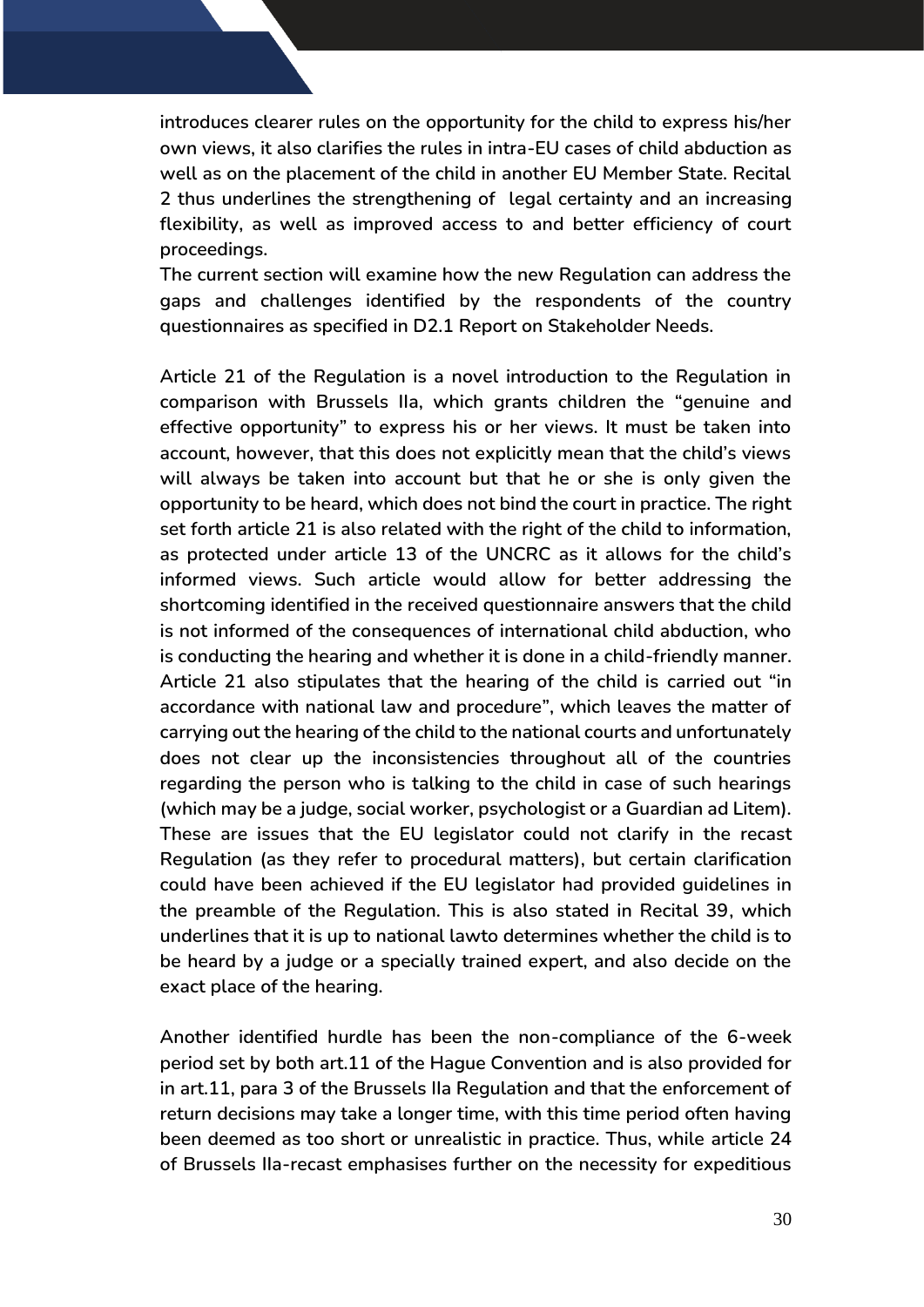introduces clearer rules on the opportunity for the child to express his/her own views, it also clarifies the rules in intra-EU cases of child abduction as well as on the placement of the child in another EU Member State. Recital 2 thus underlines the strengthening of legal certainty and an increasing flexibility, as well as improved access to and better efficiency of court proceedings.

The current section will examine how the new Regulation can address the gaps and challenges identified by the respondents of the country questionnaires as specified in D2.1 Report on Stakeholder Needs.

Article 21 of the Regulation is a novel introduction to the Regulation in comparison with Brussels IIa, which grants children the "genuine and effective opportunity" to express his or her views. It must be taken into account, however, that this does not explicitly mean that the child's views will always be taken into account but that he or she is only given the opportunity to be heard, which does not bind the court in practice. The right set forth article 21 is also related with the right of the child to information, as protected under article 13 of the UNCRC as it allows for the child's informed views. Such article would allow for better addressing the shortcoming identified in the received questionnaire answers that the child is not informed of the consequences of international child abduction, who is conducting the hearing and whether it is done in a child-friendly manner. Article 21 also stipulates that the hearing of the child is carried out "in accordance with national law and procedure", which leaves the matter of carrying out the hearing of the child to the national courts and unfortunately does not clear up the inconsistencies throughout all of the countries regarding the person who is talking to the child in case of such hearings (which may be a judge, social worker, psychologist or a Guardian ad Litem). These are issues that the EU legislator could not clarify in the recast Regulation (as they refer to procedural matters), but certain clarification could have been achieved if the EU legislator had provided guidelines in the preamble of the Regulation. This is also stated in Recital 39, which underlines that it is up to national lawto determines whether the child is to be heard by a judge or a specially trained expert, and also decide on the exact place of the hearing.

Another identified hurdle has been the non-compliance of the 6-week period set by both art.11 of the Hague Convention and is also provided for in art.11, para 3 of the Brussels IIa Regulation and that the enforcement of return decisions may take a longer time, with this time period often having been deemed as too short or unrealistic in practice. Thus, while article 24 of Brussels IIa-recast emphasises further on the necessity for expeditious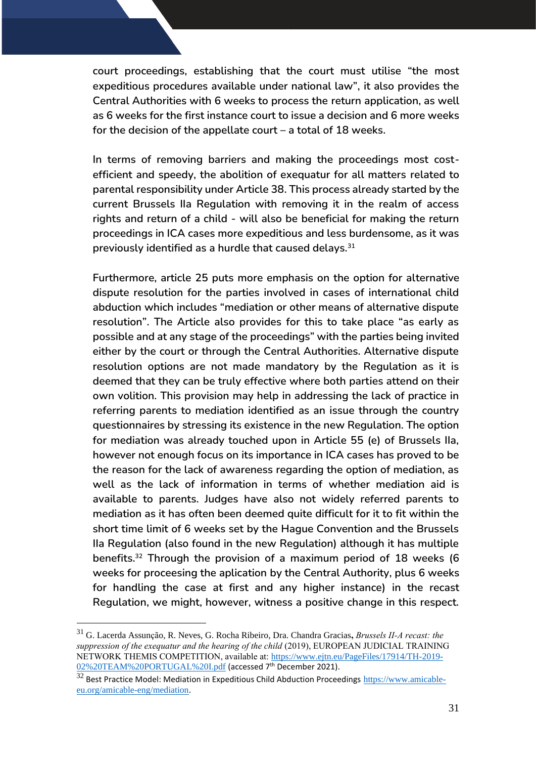court proceedings, establishing that the court must utilise "the most expeditious procedures available under national law", it also provides the Central Authorities with 6 weeks to process the return application, as well as 6 weeks for the first instance court to issue a decision and 6 more weeks for the decision of the appellate court – a total of 18 weeks.

In terms of removing barriers and making the proceedings most cost-efficient and speedy, the abolition of exequatur for all matters related to parental responsibility under Article 38. This process already started by the current Brussels IIa Regulation with removing it in the realm of access rights and return of a child - will also be beneficial for making the return proceedings in ICA cases more expeditious and less burdensome, as it was previously identified as a hurdle that caused delays.[31]

Furthermore, article 25 puts more emphasis on the option for alternative dispute resolution for the parties involved in cases of international child abduction which includes "mediation or other means of alternative dispute resolution". The Article also provides for this to take place "as early as possible and at any stage of the proceedings" with the parties being invited either by the court or through the Central Authorities. Alternative dispute resolution options are not made mandatory by the Regulation as it is deemed that they can be truly effective where both parties attend on their own volition. This provision may help in addressing the lack of practice in referring parents to mediation identified as an issue through the country questionnaires by stressing its existence in the new Regulation. The option for mediation was already touched upon in Article 55 (e) of Brussels IIa, however not enough focus on its importance in ICA cases has proved to be the reason for the lack of awareness regarding the option of mediation, as well as the lack of information in terms of whether mediation aid is available to parents. Judges have also not widely referred parents to mediation as it has often been deemed quite difficult for it to fit within the short time limit of 6 weeks set by the Hague Convention and the Brussels IIa Regulation (also found in the new Regulation) although it has multiple benefits.[32] Through the provision of a maximum period of 18 weeks (6 weeks for proceesing the aplication by the Central Authority, plus 6 weeks for handling the case at first and any higher instance) in the recast Regulation, we might, however, witness a positive change in this respect.

---

[31] G. Lacerda Assunção, R. Neves, G. Rocha Ribeiro, Dra. Chandra Gracias, *Brussels II-A recast: the suppression of the exequatur and the hearing of the child* (2019), EUROPEAN JUDICIAL TRAINING NETWORK THEMIS COMPETITION, available at: https://www.ejtn.eu/PageFiles/17914/TH-2019-02%20TEAM%20PORTUGAL%20I.pdf (accessed 7th December 2021).

[32] Best Practice Model: Mediation in Expeditious Child Abduction Proceedings https://www.amicable-eu.org/amicable-eng/mediation.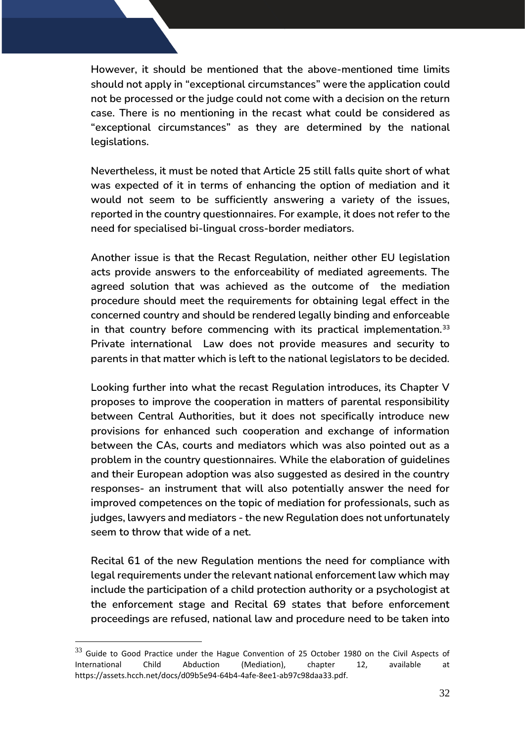However, it should be mentioned that the above-mentioned time limits should not apply in "exceptional circumstances" were the application could not be processed or the judge could not come with a decision on the return case. There is no mentioning in the recast what could be considered as "exceptional circumstances" as they are determined by the national legislations.

Nevertheless, it must be noted that Article 25 still falls quite short of what was expected of it in terms of enhancing the option of mediation and it would not seem to be sufficiently answering a variety of the issues, reported in the country questionnaires. For example, it does not refer to the need for specialised bi-lingual cross-border mediators.

Another issue is that the Recast Regulation, neither other EU legislation acts provide answers to the enforceability of mediated agreements. The agreed solution that was achieved as the outcome of the mediation procedure should meet the requirements for obtaining legal effect in the concerned country and should be rendered legally binding and enforceable in that country before commencing with its practical implementation.[33] Private international Law does not provide measures and security to parents in that matter which is left to the national legislators to be decided.

Looking further into what the recast Regulation introduces, its Chapter V proposes to improve the cooperation in matters of parental responsibility between Central Authorities, but it does not specifically introduce new provisions for enhanced such cooperation and exchange of information between the CAs, courts and mediators which was also pointed out as a problem in the country questionnaires. While the elaboration of guidelines and their European adoption was also suggested as desired in the country responses- an instrument that will also potentially answer the need for improved competences on the topic of mediation for professionals, such as judges, lawyers and mediators - the new Regulation does not unfortunately seem to throw that wide of a net.

Recital 61 of the new Regulation mentions the need for compliance with legal requirements under the relevant national enforcement law which may include the participation of a child protection authority or a psychologist at the enforcement stage and Recital 69 states that before enforcement proceedings are refused, national law and procedure need to be taken into

[33] Guide to Good Practice under the Hague Convention of 25 October 1980 on the Civil Aspects of International Child Abduction (Mediation), chapter 12, available at https://assets.hcch.net/docs/d09b5e94-64b4-4afe-8ee1-ab97c98daa33.pdf.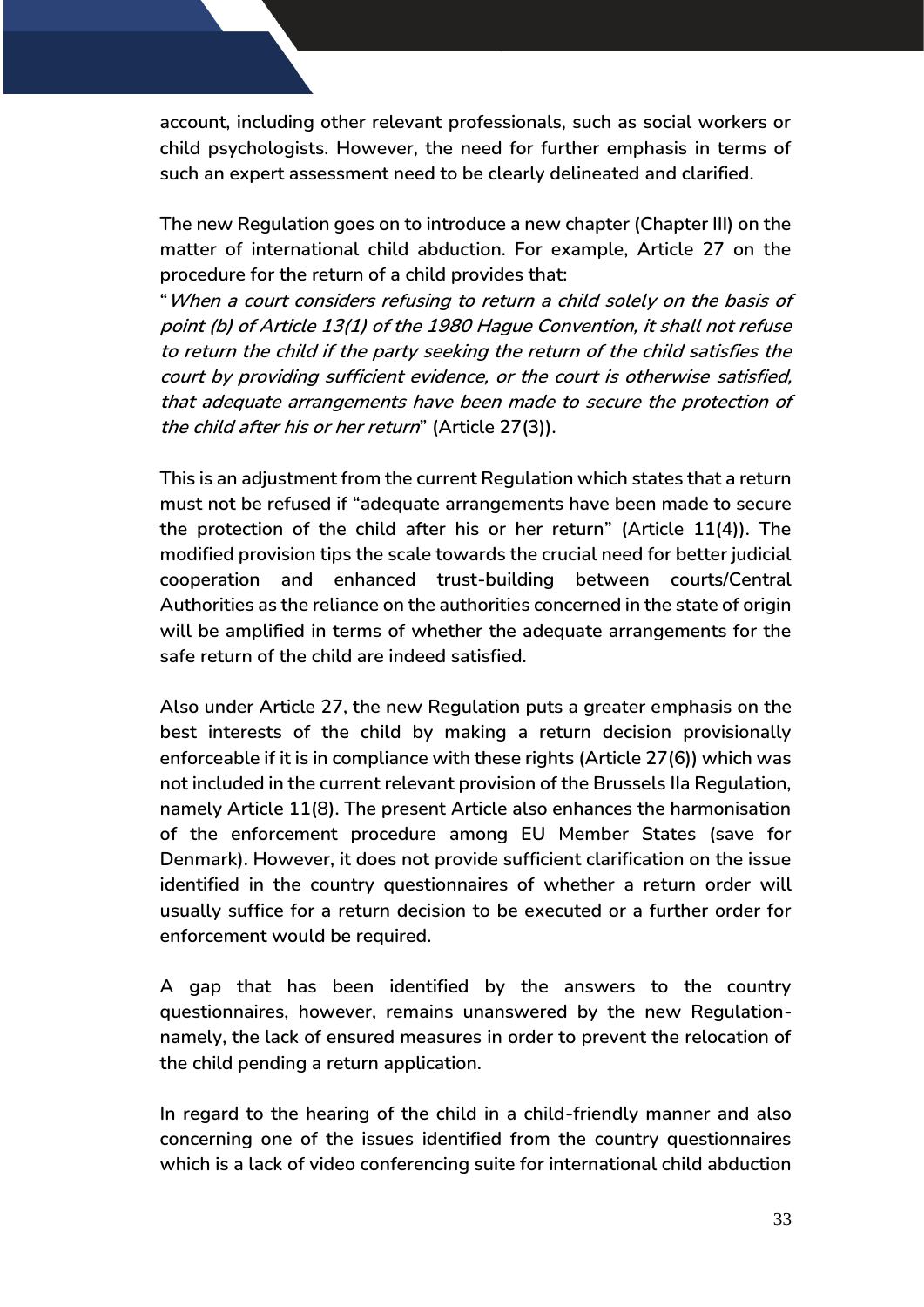account, including other relevant professionals, such as social workers or child psychologists. However, the need for further emphasis in terms of such an expert assessment need to be clearly delineated and clarified.

The new Regulation goes on to introduce a new chapter (Chapter III) on the matter of international child abduction. For example, Article 27 on the procedure for the return of a child provides that:

"*When a court considers refusing to return a child solely on the basis of point (b) of Article 13(1) of the 1980 Hague Convention, it shall not refuse to return the child if the party seeking the return of the child satisfies the court by providing sufficient evidence, or the court is otherwise satisfied, that adequate arrangements have been made to secure the protection of the child after his or her return*" (Article 27(3)).

This is an adjustment from the current Regulation which states that a return must not be refused if "adequate arrangements have been made to secure the protection of the child after his or her return" (Article 11(4)). The modified provision tips the scale towards the crucial need for better judicial cooperation and enhanced trust-building between courts/Central Authorities as the reliance on the authorities concerned in the state of origin will be amplified in terms of whether the adequate arrangements for the safe return of the child are indeed satisfied.

Also under Article 27, the new Regulation puts a greater emphasis on the best interests of the child by making a return decision provisionally enforceable if it is in compliance with these rights (Article 27(6)) which was not included in the current relevant provision of the Brussels IIa Regulation, namely Article 11(8). The present Article also enhances the harmonisation of the enforcement procedure among EU Member States (save for Denmark). However, it does not provide sufficient clarification on the issue identified in the country questionnaires of whether a return order will usually suffice for a return decision to be executed or a further order for enforcement would be required.

A gap that has been identified by the answers to the country questionnaires, however, remains unanswered by the new Regulation- namely, the lack of ensured measures in order to prevent the relocation of the child pending a return application.

In regard to the hearing of the child in a child-friendly manner and also concerning one of the issues identified from the country questionnaires which is a lack of video conferencing suite for international child abduction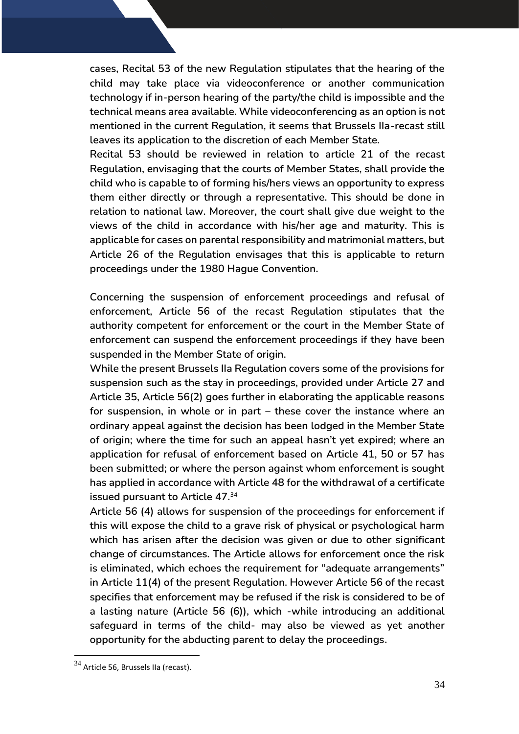cases, Recital 53 of the new Regulation stipulates that the hearing of the child may take place via videoconference or another communication technology if in-person hearing of the party/the child is impossible and the technical means area available. While videoconferencing as an option is not mentioned in the current Regulation, it seems that Brussels IIa-recast still leaves its application to the discretion of each Member State.

Recital 53 should be reviewed in relation to article 21 of the recast Regulation, envisaging that the courts of Member States, shall provide the child who is capable to of forming his/hers views an opportunity to express them either directly or through a representative. This should be done in relation to national law. Moreover, the court shall give due weight to the views of the child in accordance with his/her age and maturity. This is applicable for cases on parental responsibility and matrimonial matters, but Article 26 of the Regulation envisages that this is applicable to return proceedings under the 1980 Hague Convention.

Concerning the suspension of enforcement proceedings and refusal of enforcement, Article 56 of the recast Regulation stipulates that the authority competent for enforcement or the court in the Member State of enforcement can suspend the enforcement proceedings if they have been suspended in the Member State of origin.

While the present Brussels IIa Regulation covers some of the provisions for suspension such as the stay in proceedings, provided under Article 27 and Article 35, Article 56(2) goes further in elaborating the applicable reasons for suspension, in whole or in part – these cover the instance where an ordinary appeal against the decision has been lodged in the Member State of origin; where the time for such an appeal hasn't yet expired; where an application for refusal of enforcement based on Article 41, 50 or 57 has been submitted; or where the person against whom enforcement is sought has applied in accordance with Article 48 for the withdrawal of a certificate issued pursuant to Article 47.[34]

Article 56 (4) allows for suspension of the proceedings for enforcement if this will expose the child to a grave risk of physical or psychological harm which has arisen after the decision was given or due to other significant change of circumstances. The Article allows for enforcement once the risk is eliminated, which echoes the requirement for "adequate arrangements" in Article 11(4) of the present Regulation. However Article 56 of the recast specifies that enforcement may be refused if the risk is considered to be of a lasting nature (Article 56 (6)), which -while introducing an additional safeguard in terms of the child- may also be viewed as yet another opportunity for the abducting parent to delay the proceedings.

[34] Article 56, Brussels IIa (recast).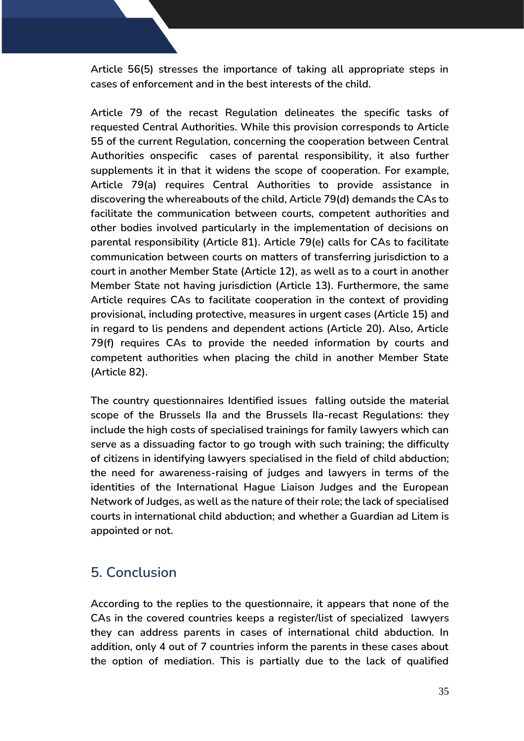**Article 56(5) stresses the importance of taking all appropriate steps in cases of enforcement and in the best interests of the child.**

**Article 79 of the recast Regulation delineates the specific tasks of requested Central Authorities. While this provision corresponds to Article 55 of the current Regulation, concerning the cooperation between Central Authorities onspecific cases of parental responsibility, it also further supplements it in that it widens the scope of cooperation. For example, Article 79(a) requires Central Authorities to provide assistance in discovering the whereabouts of the child, Article 79(d) demands the CAs to facilitate the communication between courts, competent authorities and other bodies involved particularly in the implementation of decisions on parental responsibility (Article 81). Article 79(e) calls for CAs to facilitate communication between courts on matters of transferring jurisdiction to a court in another Member State (Article 12), as well as to a court in another Member State not having jurisdiction (Article 13). Furthermore, the same Article requires CAs to facilitate cooperation in the context of providing provisional, including protective, measures in urgent cases (Article 15) and in regard to lis pendens and dependent actions (Article 20). Also, Article 79(f) requires CAs to provide the needed information by courts and competent authorities when placing the child in another Member State (Article 82).**

**The country questionnaires Identified issues falling outside the material scope of the Brussels IIa and the Brussels IIa-recast Regulations: they include the high costs of specialised trainings for family lawyers which can serve as a dissuading factor to go trough with such training; the difficulty of citizens in identifying lawyers specialised in the field of child abduction; the need for awareness-raising of judges and lawyers in terms of the identities of the International Hague Liaison Judges and the European Network of Judges, as well as the nature of their role; the lack of specialised courts in international child abduction; and whether a Guardian ad Litem is appointed or not.**

## 5. Conclusion

**According to the replies to the questionnaire, it appears that none of the CAs in the covered countries keeps a register/list of specialized lawyers they can address parents in cases of international child abduction. In addition, only 4 out of 7 countries inform the parents in these cases about the option of mediation. This is partially due to the lack of qualified**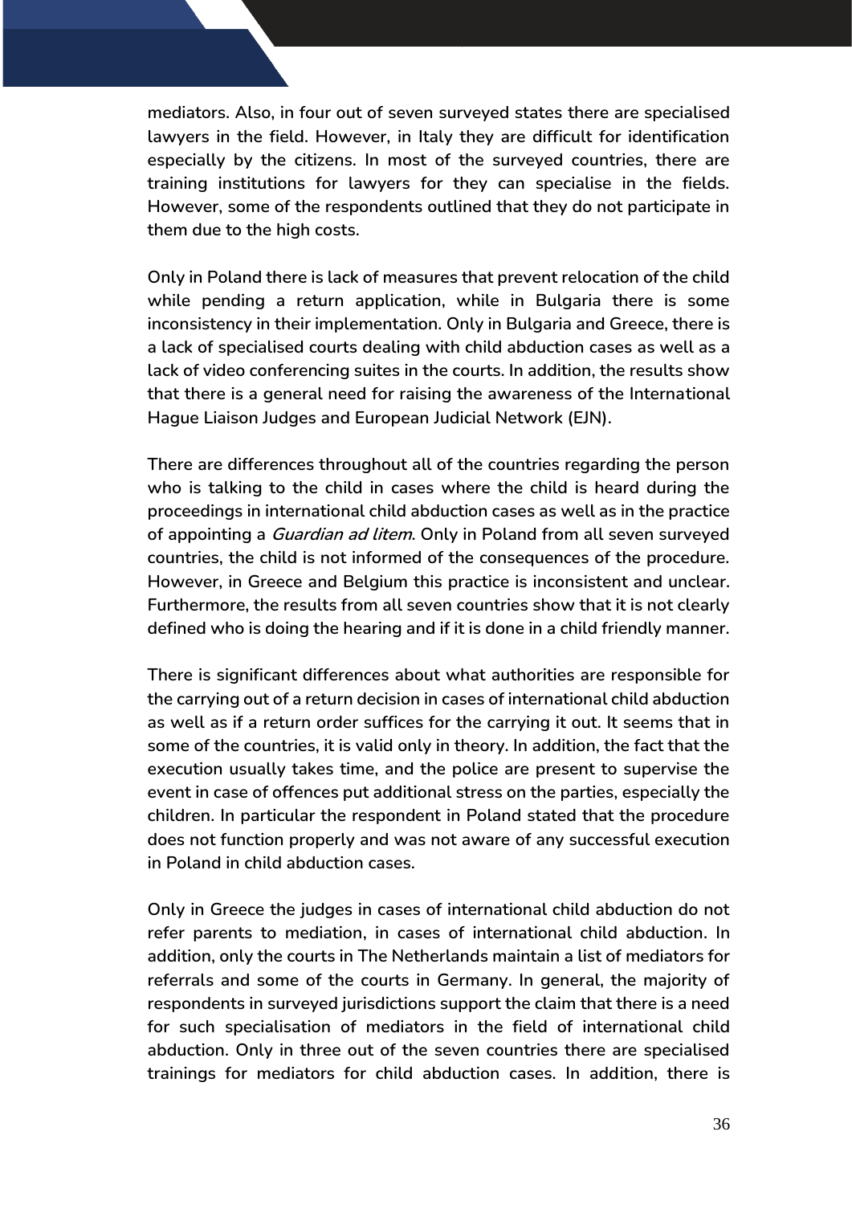mediators. Also, in four out of seven surveyed states there are specialised lawyers in the field. However, in Italy they are difficult for identification especially by the citizens. In most of the surveyed countries, there are training institutions for lawyers for they can specialise in the fields. However, some of the respondents outlined that they do not participate in them due to the high costs.

Only in Poland there is lack of measures that prevent relocation of the child while pending a return application, while in Bulgaria there is some inconsistency in their implementation. Only in Bulgaria and Greece, there is a lack of specialised courts dealing with child abduction cases as well as a lack of video conferencing suites in the courts. In addition, the results show that there is a general need for raising the awareness of the International Hague Liaison Judges and European Judicial Network (EJN).

There are differences throughout all of the countries regarding the person who is talking to the child in cases where the child is heard during the proceedings in international child abduction cases as well as in the practice of appointing a *Guardian ad litem*. Only in Poland from all seven surveyed countries, the child is not informed of the consequences of the procedure. However, in Greece and Belgium this practice is inconsistent and unclear. Furthermore, the results from all seven countries show that it is not clearly defined who is doing the hearing and if it is done in a child friendly manner.

There is significant differences about what authorities are responsible for the carrying out of a return decision in cases of international child abduction as well as if a return order suffices for the carrying it out. It seems that in some of the countries, it is valid only in theory. In addition, the fact that the execution usually takes time, and the police are present to supervise the event in case of offences put additional stress on the parties, especially the children. In particular the respondent in Poland stated that the procedure does not function properly and was not aware of any successful execution in Poland in child abduction cases.

Only in Greece the judges in cases of international child abduction do not refer parents to mediation, in cases of international child abduction. In addition, only the courts in The Netherlands maintain a list of mediators for referrals and some of the courts in Germany. In general, the majority of respondents in surveyed jurisdictions support the claim that there is a need for such specialisation of mediators in the field of international child abduction. Only in three out of the seven countries there are specialised trainings for mediators for child abduction cases. In addition, there is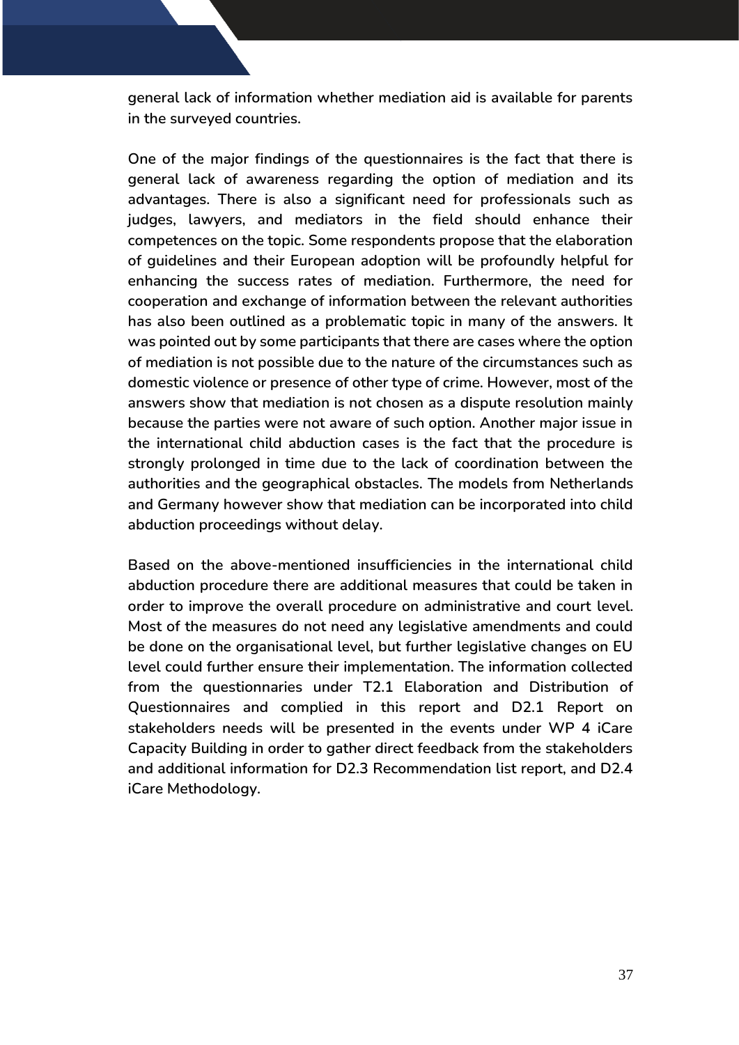general lack of information whether mediation aid is available for parents in the surveyed countries.

One of the major findings of the questionnaires is the fact that there is general lack of awareness regarding the option of mediation and its advantages. There is also a significant need for professionals such as judges, lawyers, and mediators in the field should enhance their competences on the topic. Some respondents propose that the elaboration of guidelines and their European adoption will be profoundly helpful for enhancing the success rates of mediation. Furthermore, the need for cooperation and exchange of information between the relevant authorities has also been outlined as a problematic topic in many of the answers. It was pointed out by some participants that there are cases where the option of mediation is not possible due to the nature of the circumstances such as domestic violence or presence of other type of crime. However, most of the answers show that mediation is not chosen as a dispute resolution mainly because the parties were not aware of such option. Another major issue in the international child abduction cases is the fact that the procedure is strongly prolonged in time due to the lack of coordination between the authorities and the geographical obstacles. The models from Netherlands and Germany however show that mediation can be incorporated into child abduction proceedings without delay.

Based on the above-mentioned insufficiencies in the international child abduction procedure there are additional measures that could be taken in order to improve the overall procedure on administrative and court level. Most of the measures do not need any legislative amendments and could be done on the organisational level, but further legislative changes on EU level could further ensure their implementation. The information collected from the questionnaries under T2.1 Elaboration and Distribution of Questionnaires and complied in this report and D2.1 Report on stakeholders needs will be presented in the events under WP 4 iCare Capacity Building in order to gather direct feedback from the stakeholders and additional information for D2.3 Recommendation list report, and D2.4 iCare Methodology.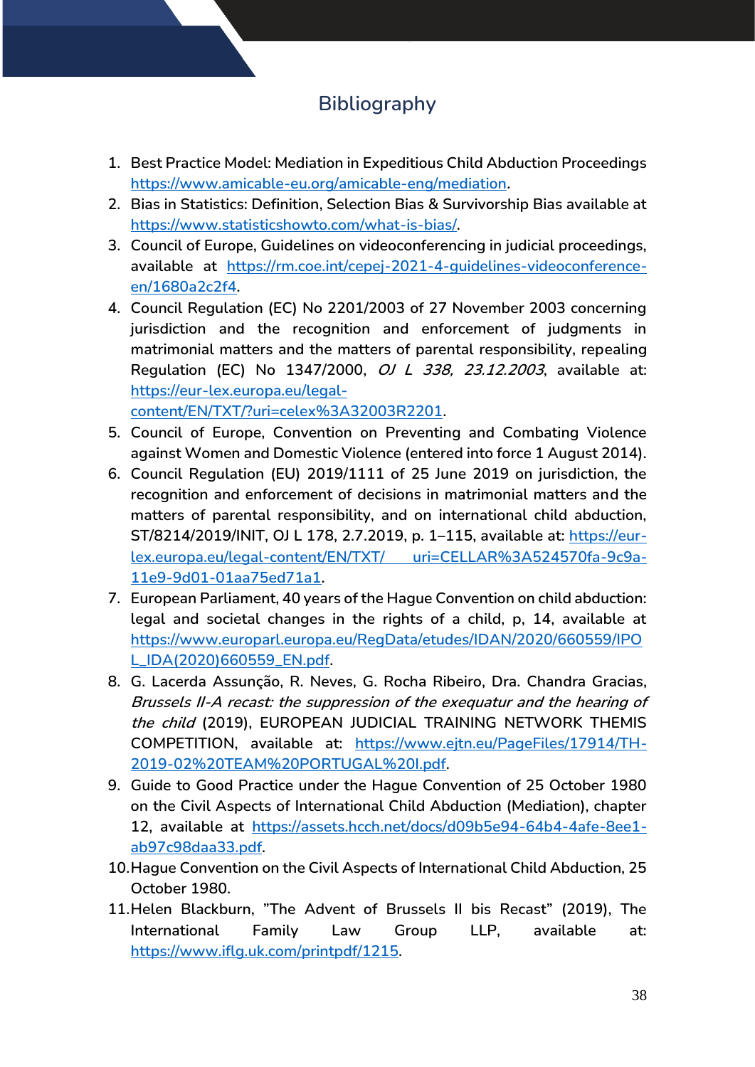# Bibliography

1. Best Practice Model: Mediation in Expeditious Child Abduction Proceedings https://www.amicable-eu.org/amicable-eng/mediation.
2. Bias in Statistics: Definition, Selection Bias & Survivorship Bias available at https://www.statisticshowto.com/what-is-bias/.
3. Council of Europe, Guidelines on videoconferencing in judicial proceedings, available at https://rm.coe.int/cepej-2021-4-guidelines-videoconference-en/1680a2c2f4.
4. Council Regulation (EC) No 2201/2003 of 27 November 2003 concerning jurisdiction and the recognition and enforcement of judgments in matrimonial matters and the matters of parental responsibility, repealing Regulation (EC) No 1347/2000, *OJ L 338, 23.12.2003*, available at: https://eur-lex.europa.eu/legal-content/EN/TXT/?uri=celex%3A32003R2201.
5. Council of Europe, Convention on Preventing and Combating Violence against Women and Domestic Violence (entered into force 1 August 2014).
6. Council Regulation (EU) 2019/1111 of 25 June 2019 on jurisdiction, the recognition and enforcement of decisions in matrimonial matters and the matters of parental responsibility, and on international child abduction, ST/8214/2019/INIT, OJ L 178, 2.7.2019, p. 1–115, available at: https://eur-lex.europa.eu/legal-content/EN/TXT/ uri=CELLAR%3A524570fa-9c9a-11e9-9d01-01aa75ed71a1.
7. European Parliament, 40 years of the Hague Convention on child abduction: legal and societal changes in the rights of a child, p, 14, available at https://www.europarl.europa.eu/RegData/etudes/IDAN/2020/660559/IPOL_IDA(2020)660559_EN.pdf.
8. G. Lacerda Assunção, R. Neves, G. Rocha Ribeiro, Dra. Chandra Gracias, *Brussels II-A recast: the suppression of the exequatur and the hearing of the child* (2019), EUROPEAN JUDICIAL TRAINING NETWORK THEMIS COMPETITION, available at: https://www.ejtn.eu/PageFiles/17914/TH-2019-02%20TEAM%20PORTUGAL%20I.pdf.
9. Guide to Good Practice under the Hague Convention of 25 October 1980 on the Civil Aspects of International Child Abduction (Mediation), chapter 12, available at https://assets.hcch.net/docs/d09b5e94-64b4-4afe-8ee1-ab97c98daa33.pdf.
10. Hague Convention on the Civil Aspects of International Child Abduction, 25 October 1980.
11. Helen Blackburn, "The Advent of Brussels II bis Recast" (2019), The International Family Law Group LLP, available at: https://www.iflg.uk.com/printpdf/1215.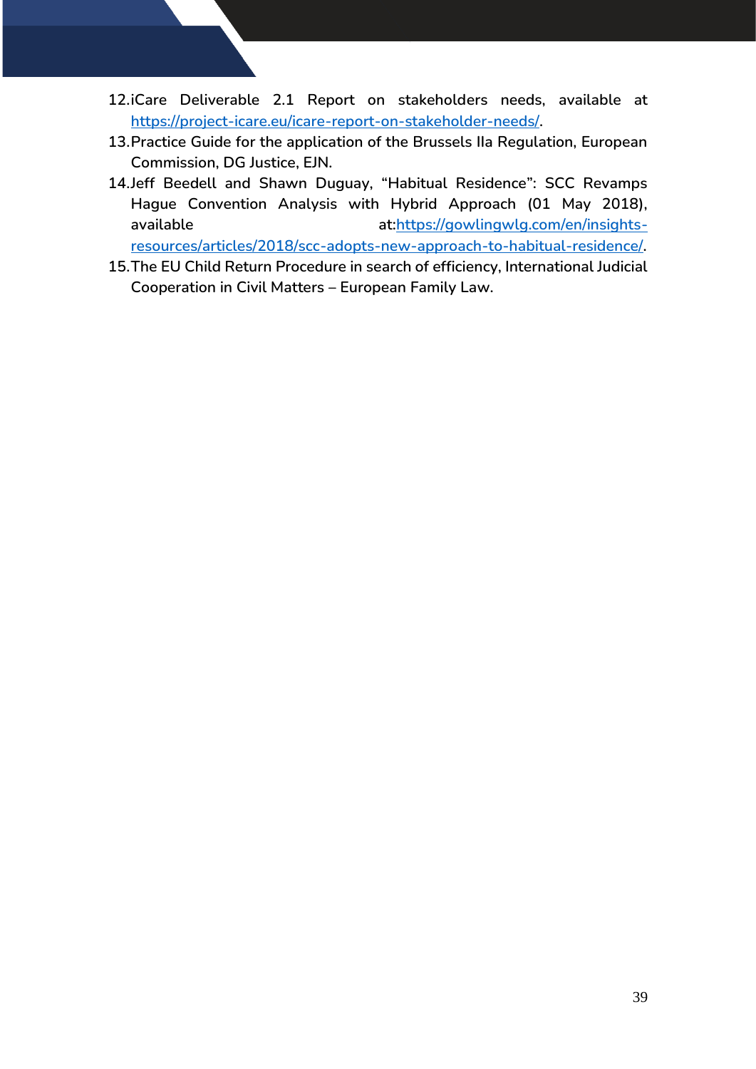12. iCare Deliverable 2.1 Report on stakeholders needs, available at https://project-icare.eu/icare-report-on-stakeholder-needs/.
13. Practice Guide for the application of the Brussels IIa Regulation, European Commission, DG Justice, EJN.
14. Jeff Beedell and Shawn Duguay, "Habitual Residence": SCC Revamps Hague Convention Analysis with Hybrid Approach (01 May 2018), available at:https://gowlingwlg.com/en/insights-resources/articles/2018/scc-adopts-new-approach-to-habitual-residence/.
15. The EU Child Return Procedure in search of efficiency, International Judicial Cooperation in Civil Matters – European Family Law.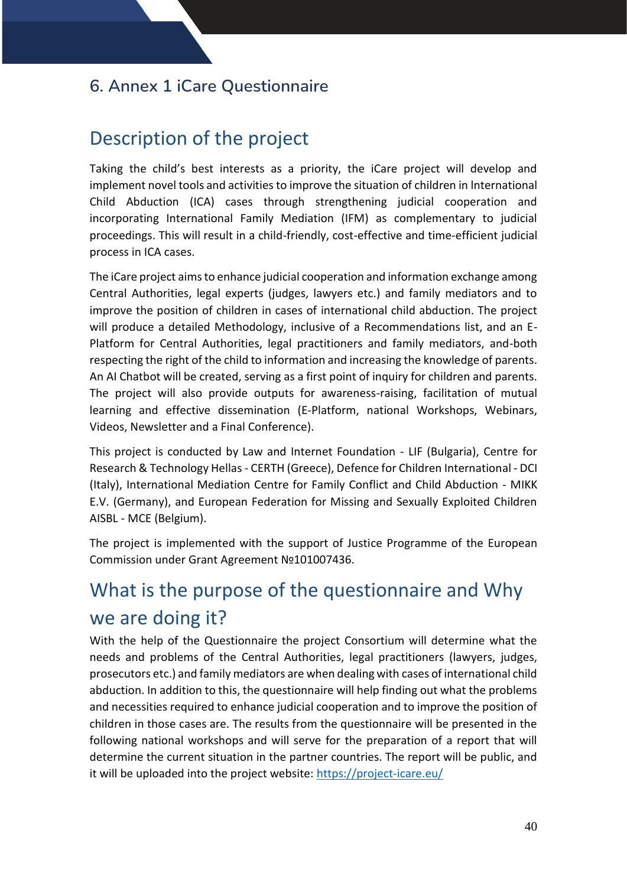# 6. Annex 1 iCare Questionnaire

## Description of the project

Taking the child's best interests as a priority, the iCare project will develop and implement novel tools and activities to improve the situation of children in International Child Abduction (ICA) cases through strengthening judicial cooperation and incorporating International Family Mediation (IFM) as complementary to judicial proceedings. This will result in a child-friendly, cost-effective and time-efficient judicial process in ICA cases.

The iCare project aims to enhance judicial cooperation and information exchange among Central Authorities, legal experts (judges, lawyers etc.) and family mediators and to improve the position of children in cases of international child abduction. The project will produce a detailed Methodology, inclusive of a Recommendations list, and an E-Platform for Central Authorities, legal practitioners and family mediators, and-both respecting the right of the child to information and increasing the knowledge of parents. An AI Chatbot will be created, serving as a first point of inquiry for children and parents. The project will also provide outputs for awareness-raising, facilitation of mutual learning and effective dissemination (E-Platform, national Workshops, Webinars, Videos, Newsletter and a Final Conference).

This project is conducted by Law and Internet Foundation - LIF (Bulgaria), Centre for Research & Technology Hellas - CERTH (Greece), Defence for Children International - DCI (Italy), International Mediation Centre for Family Conflict and Child Abduction - MIKK E.V. (Germany), and European Federation for Missing and Sexually Exploited Children AISBL - MCE (Belgium).

The project is implemented with the support of Justice Programme of the European Commission under Grant Agreement №101007436.

## What is the purpose of the questionnaire and Why we are doing it?

With the help of the Questionnaire the project Consortium will determine what the needs and problems of the Central Authorities, legal practitioners (lawyers, judges, prosecutors etc.) and family mediators are when dealing with cases of international child abduction. In addition to this, the questionnaire will help finding out what the problems and necessities required to enhance judicial cooperation and to improve the position of children in those cases are. The results from the questionnaire will be presented in the following national workshops and will serve for the preparation of a report that will determine the current situation in the partner countries. The report will be public, and it will be uploaded into the project website: https://project-icare.eu/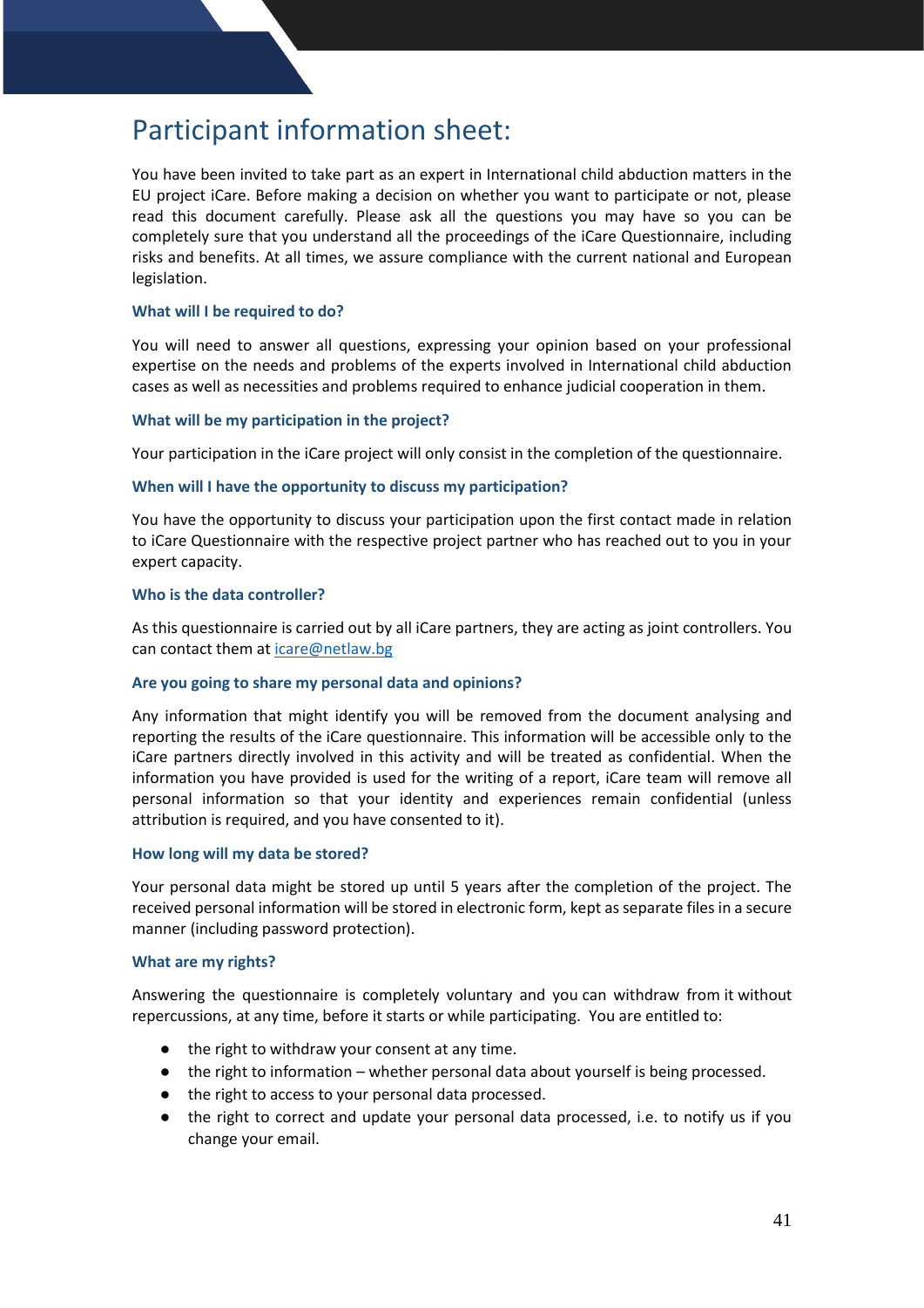# Participant information sheet:

You have been invited to take part as an expert in International child abduction matters in the EU project iCare. Before making a decision on whether you want to participate or not, please read this document carefully. Please ask all the questions you may have so you can be completely sure that you understand all the proceedings of the iCare Questionnaire, including risks and benefits. At all times, we assure compliance with the current national and European legislation.

### What will I be required to do?

You will need to answer all questions, expressing your opinion based on your professional expertise on the needs and problems of the experts involved in International child abduction cases as well as necessities and problems required to enhance judicial cooperation in them.

### What will be my participation in the project?

Your participation in the iCare project will only consist in the completion of the questionnaire.

### When will I have the opportunity to discuss my participation?

You have the opportunity to discuss your participation upon the first contact made in relation to iCare Questionnaire with the respective project partner who has reached out to you in your expert capacity.

### Who is the data controller?

As this questionnaire is carried out by all iCare partners, they are acting as joint controllers. You can contact them at icare@netlaw.bg

### Are you going to share my personal data and opinions?

Any information that might identify you will be removed from the document analysing and reporting the results of the iCare questionnaire. This information will be accessible only to the iCare partners directly involved in this activity and will be treated as confidential. When the information you have provided is used for the writing of a report, iCare team will remove all personal information so that your identity and experiences remain confidential (unless attribution is required, and you have consented to it).

### How long will my data be stored?

Your personal data might be stored up until 5 years after the completion of the project. The received personal information will be stored in electronic form, kept as separate files in a secure manner (including password protection).

### What are my rights?

Answering the questionnaire is completely voluntary and you can withdraw from it without repercussions, at any time, before it starts or while participating. You are entitled to:

- the right to withdraw your consent at any time.
- the right to information – whether personal data about yourself is being processed.
- the right to access to your personal data processed.
- the right to correct and update your personal data processed, i.e. to notify us if you change your email.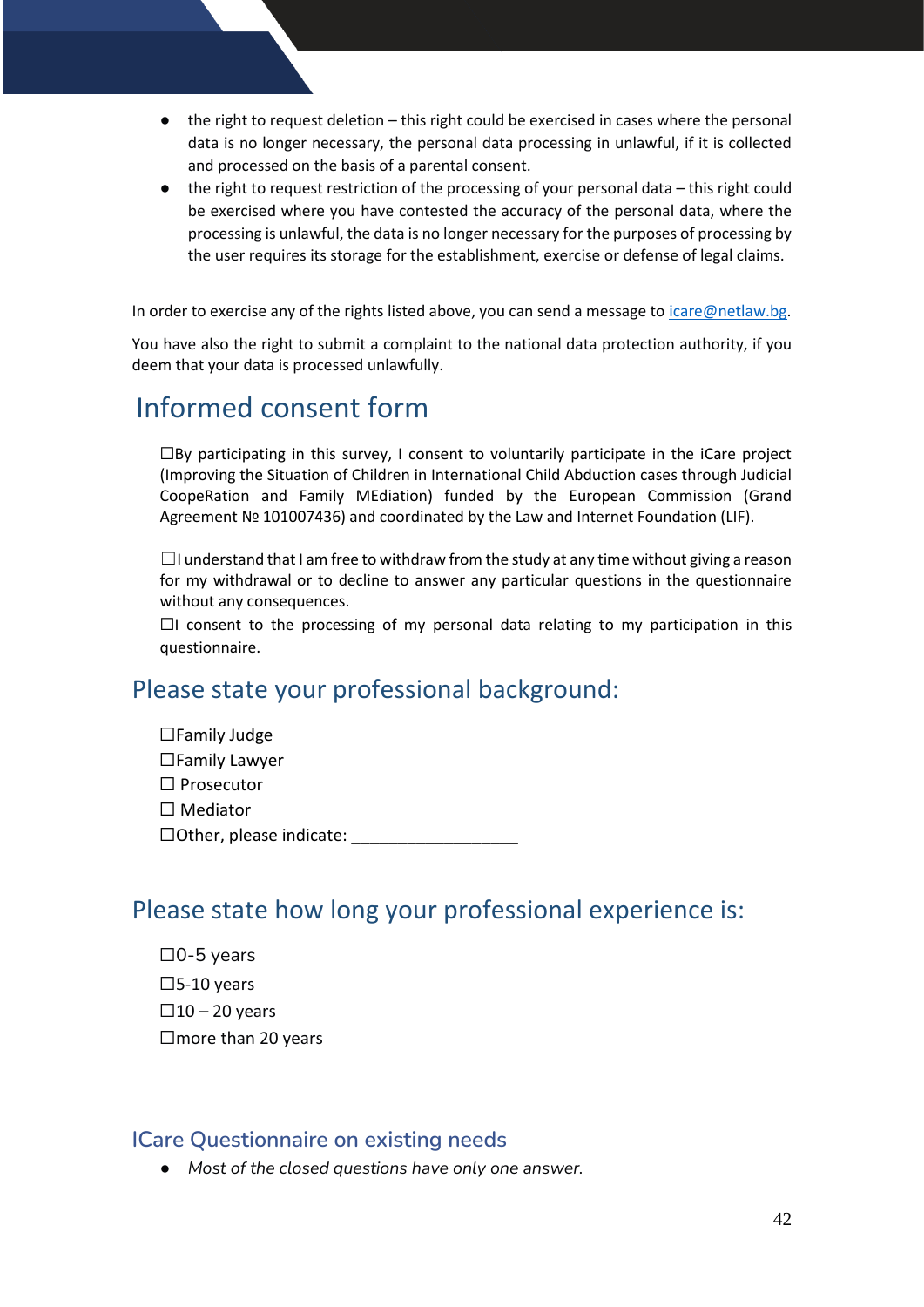- the right to request deletion – this right could be exercised in cases where the personal data is no longer necessary, the personal data processing in unlawful, if it is collected and processed on the basis of a parental consent.
- the right to request restriction of the processing of your personal data – this right could be exercised where you have contested the accuracy of the personal data, where the processing is unlawful, the data is no longer necessary for the purposes of processing by the user requires its storage for the establishment, exercise or defense of legal claims.

In order to exercise any of the rights listed above, you can send a message to [icare@netlaw.bg](mailto:icare@netlaw.bg).

You have also the right to submit a complaint to the national data protection authority, if you deem that your data is processed unlawfully.

# Informed consent form

☐By participating in this survey, I consent to voluntarily participate in the iCare project (Improving the Situation of Children in International Child Abduction cases through Judicial CoopeRation and Family MEdiation) funded by the European Commission (Grand Agreement № 101007436) and coordinated by the Law and Internet Foundation (LIF).

☐I understand that I am free to withdraw from the study at any time without giving a reason for my withdrawal or to decline to answer any particular questions in the questionnaire without any consequences.

☐I consent to the processing of my personal data relating to my participation in this questionnaire.

## Please state your professional background:

☐Family Judge
☐Family Lawyer
☐ Prosecutor
☐ Mediator
☐Other, please indicate: ___________________

## Please state how long your professional experience is:

☐0-5 years
☐5-10 years
☐10 – 20 years
☐more than 20 years

### ICare Questionnaire on existing needs

- *Most of the closed questions have only one answer.*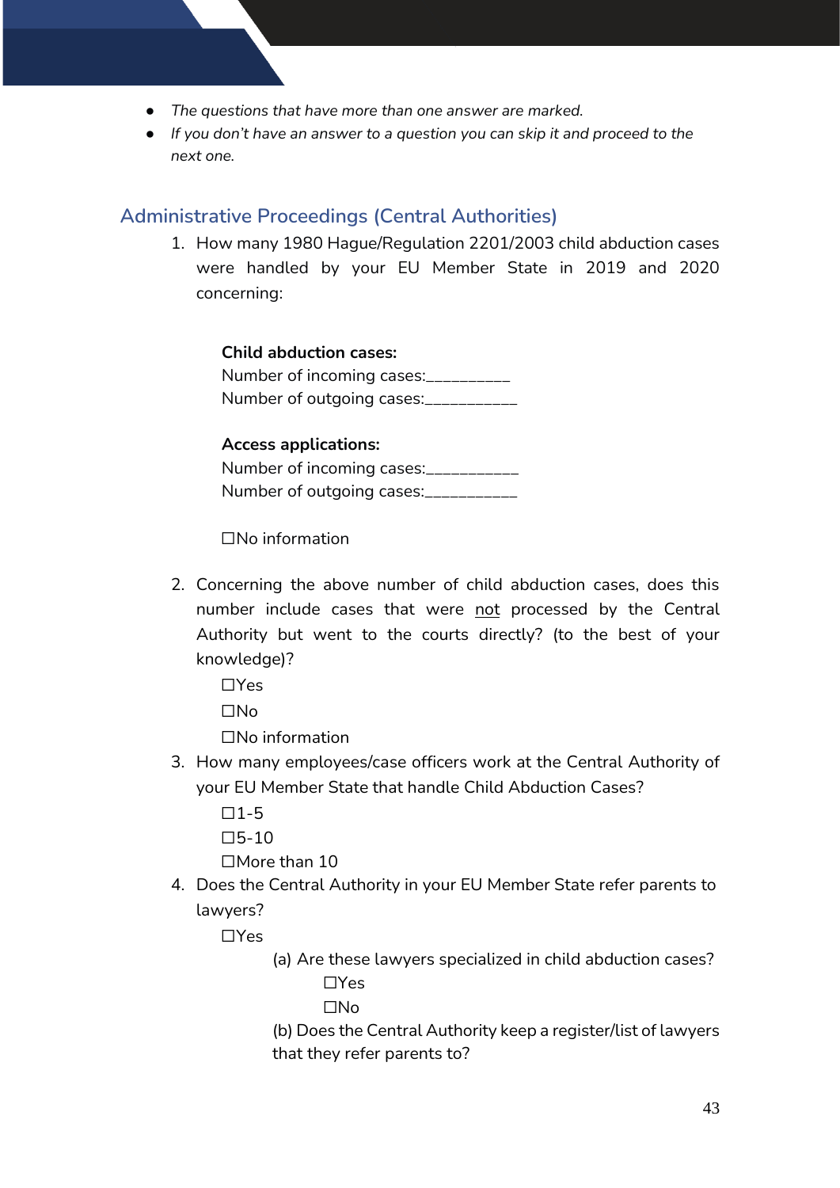- *The questions that have more than one answer are marked.*
- *If you don't have an answer to a question you can skip it and proceed to the next one.*

## Administrative Proceedings (Central Authorities)

1. How many 1980 Hague/Regulation 2201/2003 child abduction cases were handled by your EU Member State in 2019 and 2020 concerning:

   **Child abduction cases:**
   Number of incoming cases:__________
   Number of outgoing cases:___________

   **Access applications:**
   Number of incoming cases:___________
   Number of outgoing cases:___________

   ☐No information

2. Concerning the above number of child abduction cases, does this number include cases that were <u>not</u> processed by the Central Authority but went to the courts directly? (to the best of your knowledge)?
   ☐Yes
   ☐No
   ☐No information

3. How many employees/case officers work at the Central Authority of your EU Member State that handle Child Abduction Cases?
   ☐1-5
   ☐5-10
   ☐More than 10

4. Does the Central Authority in your EU Member State refer parents to lawyers?
   ☐Yes
      (a) Are these lawyers specialized in child abduction cases?
         ☐Yes
         ☐No
      (b) Does the Central Authority keep a register/list of lawyers that they refer parents to?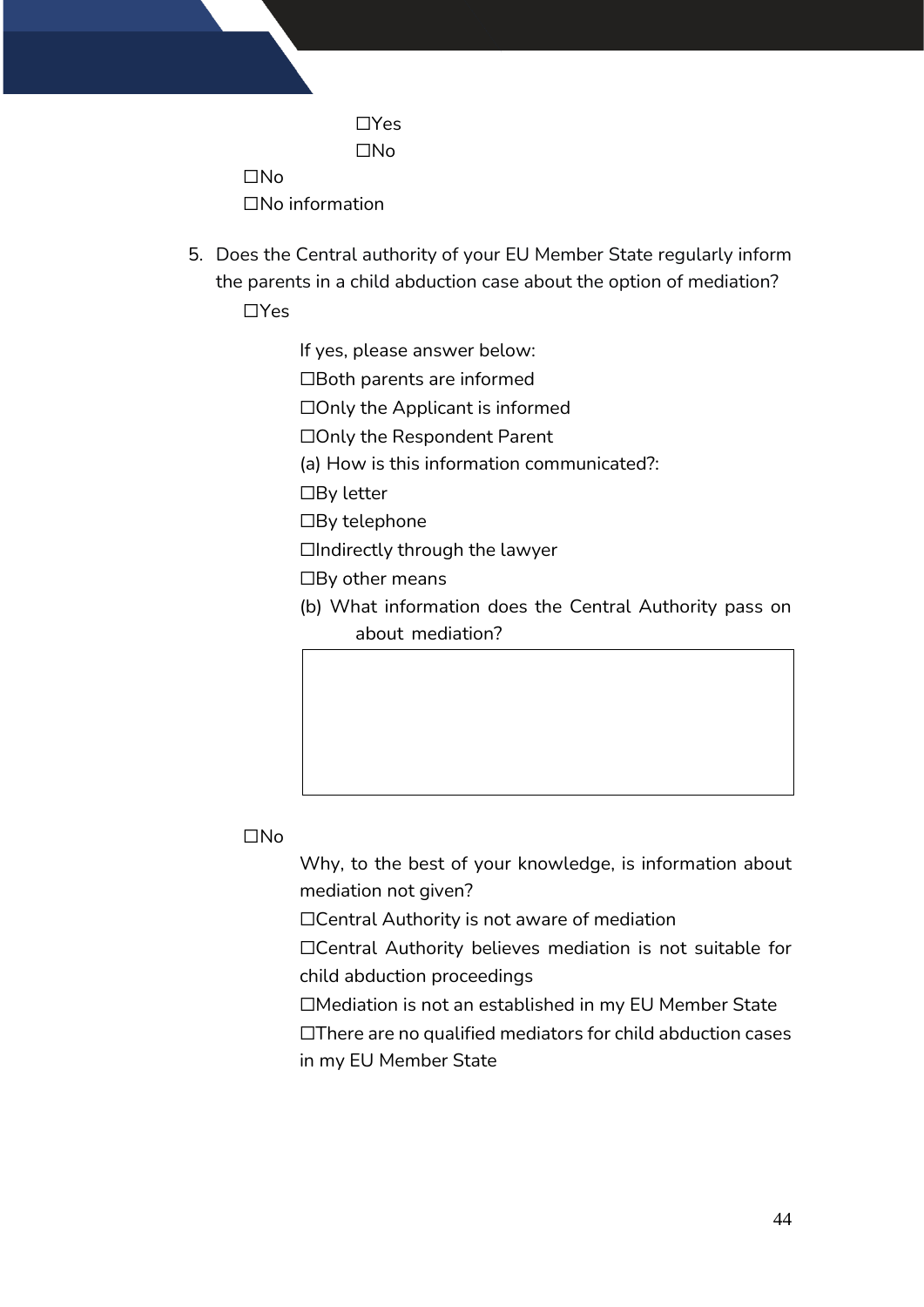☐Yes
☐No

☐No
☐No information

5. Does the Central authority of your EU Member State regularly inform the parents in a child abduction case about the option of mediation?

   ☐Yes

   If yes, please answer below:
   ☐Both parents are informed
   ☐Only the Applicant is informed
   ☐Only the Respondent Parent
   (a) How is this information communicated?:
   ☐By letter
   ☐By telephone
   ☐Indirectly through the lawyer
   ☐By other means
   (b) What information does the Central Authority pass on about mediation?

   |   |
   |---|
   |   |

   ☐No

   Why, to the best of your knowledge, is information about mediation not given?
   ☐Central Authority is not aware of mediation
   ☐Central Authority believes mediation is not suitable for child abduction proceedings
   ☐Mediation is not an established in my EU Member State
   ☐There are no qualified mediators for child abduction cases in my EU Member State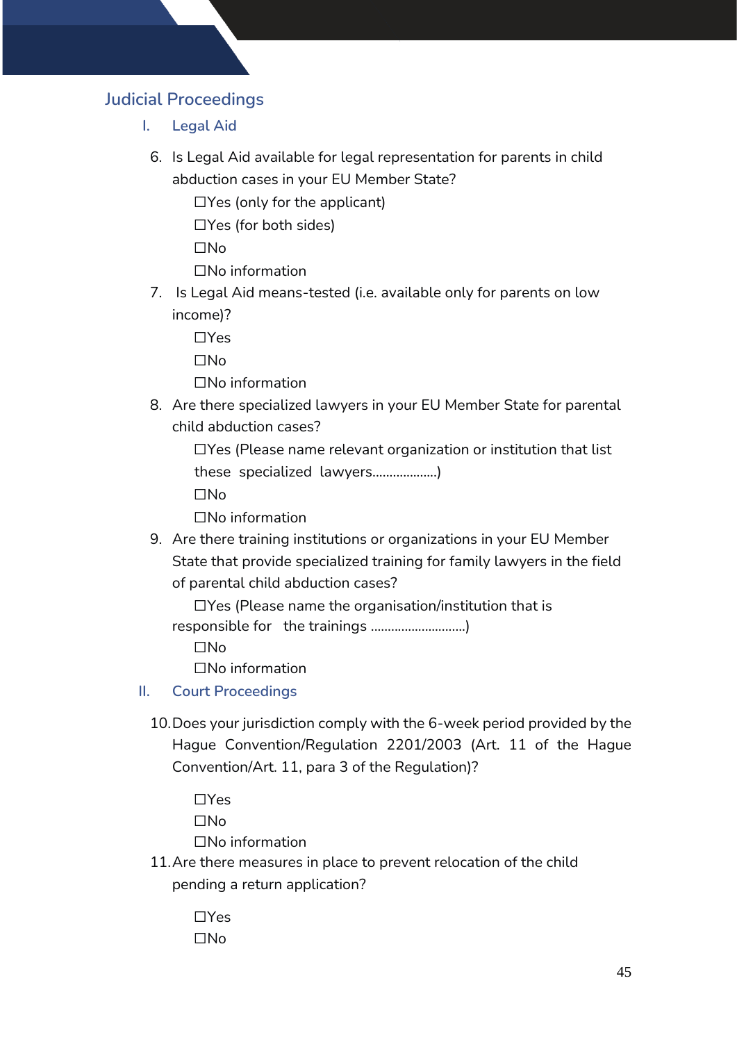# Judicial Proceedings

## I. Legal Aid

6. Is Legal Aid available for legal representation for parents in child abduction cases in your EU Member State?

   ☐Yes (only for the applicant)
   ☐Yes (for both sides)
   ☐No
   ☐No information

7. Is Legal Aid means-tested (i.e. available only for parents on low income)?

   ☐Yes
   ☐No
   ☐No information

8. Are there specialized lawyers in your EU Member State for parental child abduction cases?

   ☐Yes (Please name relevant organization or institution that list these specialized lawyers..................)
   ☐No
   ☐No information

9. Are there training institutions or organizations in your EU Member State that provide specialized training for family lawyers in the field of parental child abduction cases?

   ☐Yes (Please name the organisation/institution that is responsible for the trainings ...........................)
   ☐No
   ☐No information

## II. Court Proceedings

10. Does your jurisdiction comply with the 6-week period provided by the Hague Convention/Regulation 2201/2003 (Art. 11 of the Hague Convention/Art. 11, para 3 of the Regulation)?

    ☐Yes
    ☐No
    ☐No information

11. Are there measures in place to prevent relocation of the child pending a return application?

    ☐Yes
    ☐No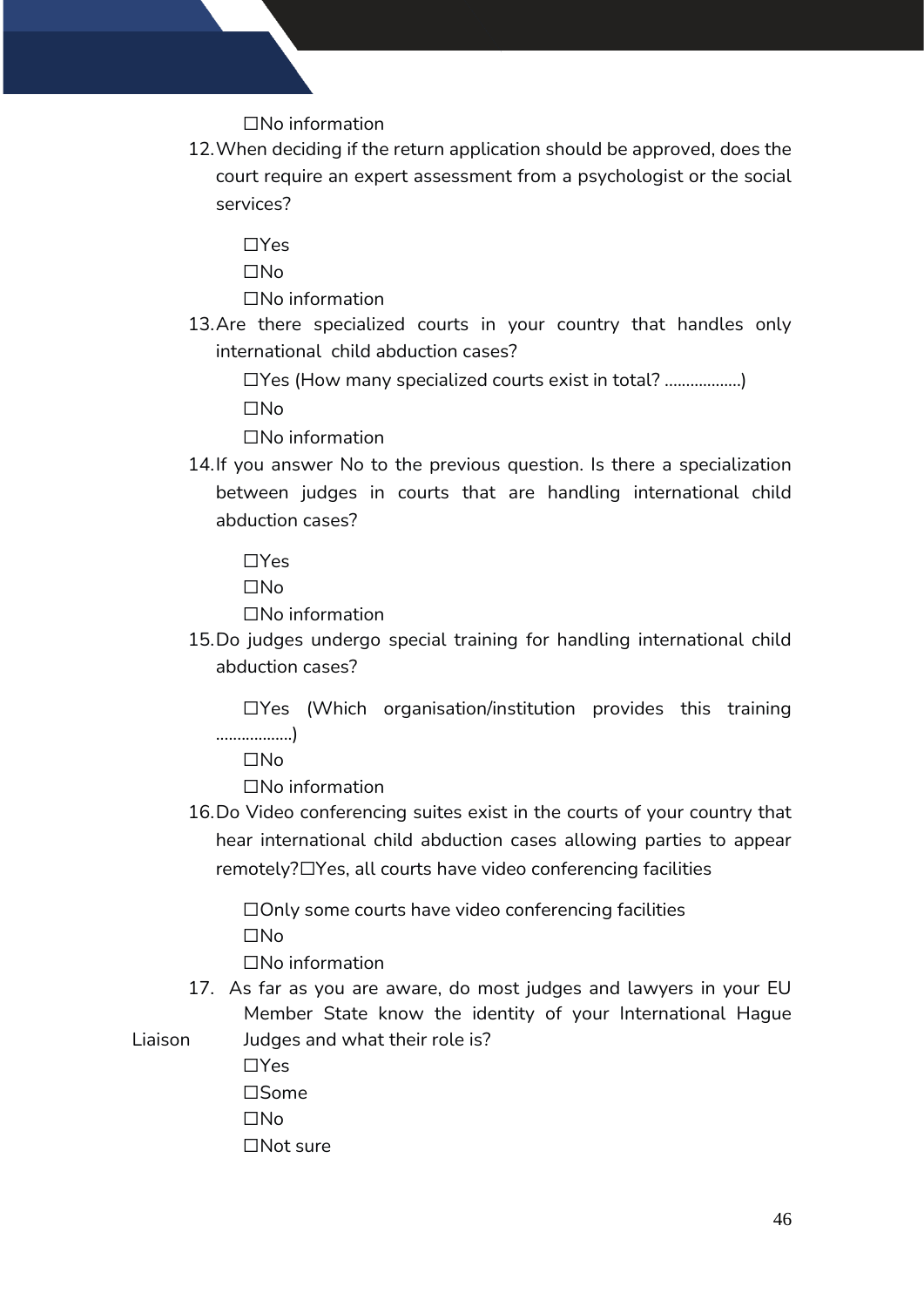☐No information

12. When deciding if the return application should be approved, does the court require an expert assessment from a psychologist or the social services?

    ☐Yes
    ☐No
    ☐No information

13. Are there specialized courts in your country that handles only international child abduction cases?

    ☐Yes (How many specialized courts exist in total? ..................)
    ☐No
    ☐No information

14. If you answer No to the previous question. Is there a specialization between judges in courts that are handling international child abduction cases?

    ☐Yes
    ☐No
    ☐No information

15. Do judges undergo special training for handling international child abduction cases?

    ☐Yes (Which organisation/institution provides this training ..................)
    ☐No
    ☐No information

16. Do Video conferencing suites exist in the courts of your country that hear international child abduction cases allowing parties to appear remotely?☐Yes, all courts have video conferencing facilities

    ☐Only some courts have video conferencing facilities
    ☐No
    ☐No information

17. As far as you are aware, do most judges and lawyers in your EU Member State know the identity of your International Hague Liaison Judges and what their role is?

    ☐Yes
    ☐Some
    ☐No
    ☐Not sure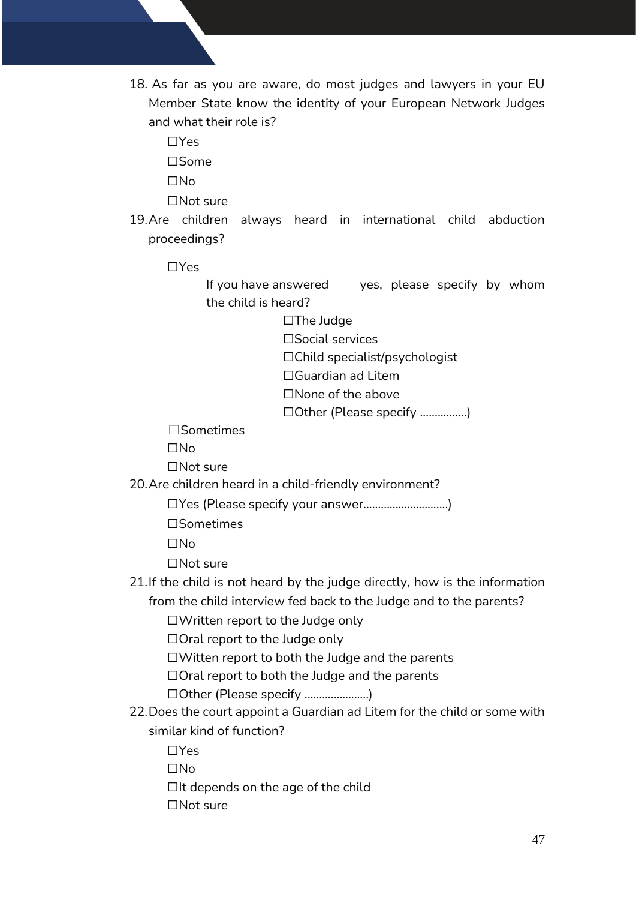18. As far as you are aware, do most judges and lawyers in your EU Member State know the identity of your European Network Judges and what their role is?

    ☐Yes

    ☐Some

    ☐No

    ☐Not sure

19. Are children always heard in international child abduction proceedings?

    ☐Yes

    If you have answered yes, please specify by whom the child is heard?

    ☐The Judge

    ☐Social services

    ☐Child specialist/psychologist

    ☐Guardian ad Litem

    ☐None of the above

    ☐Other (Please specify ................)

    ☐Sometimes

    ☐No

    ☐Not sure

20. Are children heard in a child-friendly environment?

    ☐Yes (Please specify your answer............................)

    ☐Sometimes

    ☐No

    ☐Not sure

21. If the child is not heard by the judge directly, how is the information from the child interview fed back to the Judge and to the parents?

    ☐Written report to the Judge only

    ☐Oral report to the Judge only

    ☐Witten report to both the Judge and the parents

    ☐Oral report to both the Judge and the parents

    ☐Other (Please specify ......................)

22. Does the court appoint a Guardian ad Litem for the child or some with similar kind of function?

    ☐Yes

    ☐No

    ☐It depends on the age of the child

    ☐Not sure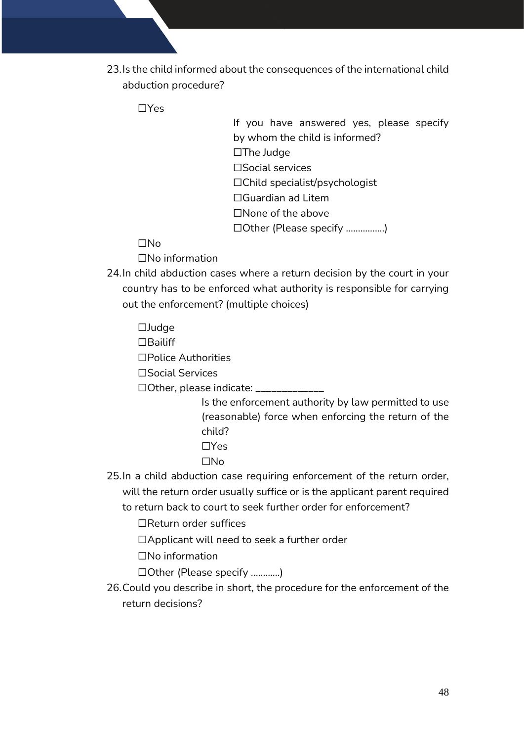23. Is the child informed about the consequences of the international child abduction procedure?

    ☐Yes

    If you have answered yes, please specify by whom the child is informed?

    ☐The Judge
    ☐Social services
    ☐Child specialist/psychologist
    ☐Guardian ad Litem
    ☐None of the above
    ☐Other (Please specify ................)

    ☐No
    ☐No information

24. In child abduction cases where a return decision by the court in your country has to be enforced what authority is responsible for carrying out the enforcement? (multiple choices)

    ☐Judge
    ☐Bailiff
    ☐Police Authorities
    ☐Social Services
    ☐Other, please indicate: _____________

    Is the enforcement authority by law permitted to use (reasonable) force when enforcing the return of the child?

    ☐Yes
    ☐No

25. In a child abduction case requiring enforcement of the return order, will the return order usually suffice or is the applicant parent required to return back to court to seek further order for enforcement?

    ☐Return order suffices
    ☐Applicant will need to seek a further order
    ☐No information
    ☐Other (Please specify ............)

26. Could you describe in short, the procedure for the enforcement of the return decisions?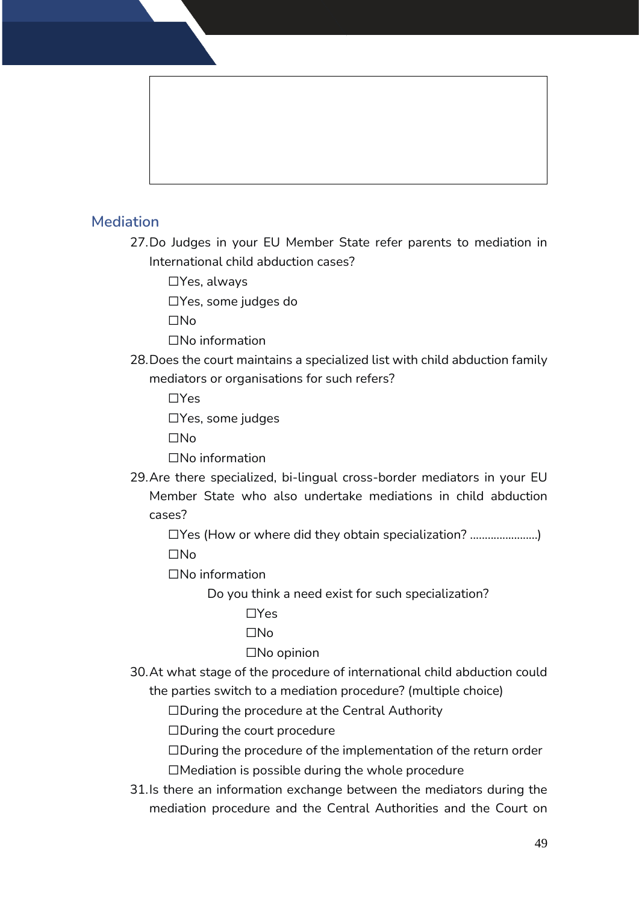## Mediation

27. Do Judges in your EU Member State refer parents to mediation in International child abduction cases?

    ☐Yes, always

    ☐Yes, some judges do

    ☐No

    ☐No information

28. Does the court maintains a specialized list with child abduction family mediators or organisations for such refers?

    ☐Yes

    ☐Yes, some judges

    ☐No

    ☐No information

29. Are there specialized, bi-lingual cross-border mediators in your EU Member State who also undertake mediations in child abduction cases?

    ☐Yes (How or where did they obtain specialization? .......................)

    ☐No

    ☐No information

    Do you think a need exist for such specialization?

    ☐Yes

    ☐No

    ☐No opinion

30. At what stage of the procedure of international child abduction could the parties switch to a mediation procedure? (multiple choice)

    ☐During the procedure at the Central Authority

    ☐During the court procedure

    ☐During the procedure of the implementation of the return order

    ☐Mediation is possible during the whole procedure

31. Is there an information exchange between the mediators during the mediation procedure and the Central Authorities and the Court on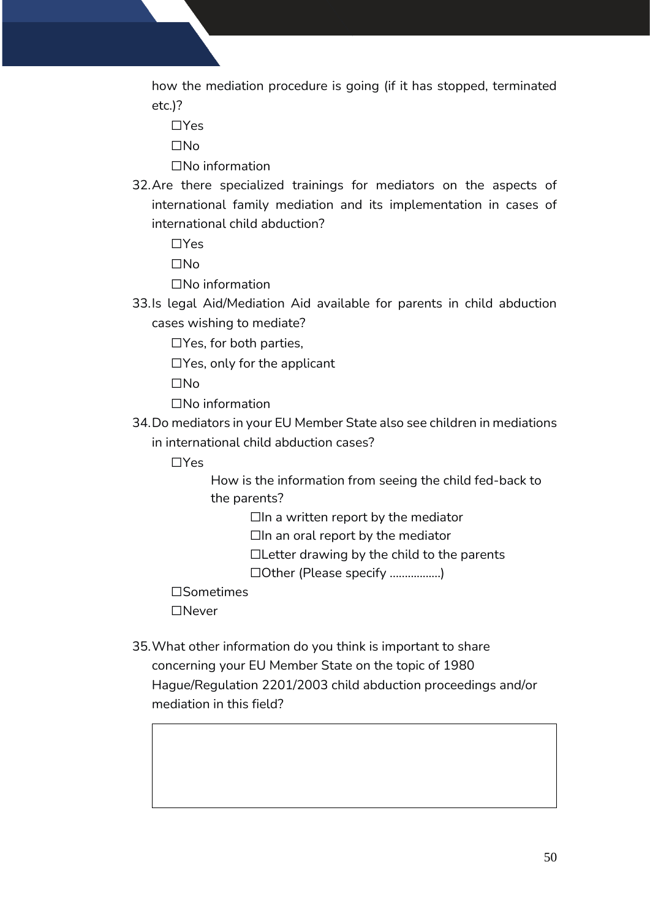how the mediation procedure is going (if it has stopped, terminated etc.)?

☐Yes

☐No

☐No information

32. Are there specialized trainings for mediators on the aspects of international family mediation and its implementation in cases of international child abduction?

    ☐Yes

    ☐No

    ☐No information

33. Is legal Aid/Mediation Aid available for parents in child abduction cases wishing to mediate?

    ☐Yes, for both parties,

    ☐Yes, only for the applicant

    ☐No

    ☐No information

34. Do mediators in your EU Member State also see children in mediations in international child abduction cases?

    ☐Yes

    How is the information from seeing the child fed-back to the parents?

    ☐In a written report by the mediator

    ☐In an oral report by the mediator

    ☐Letter drawing by the child to the parents

    ☐Other (Please specify ……………..)

    ☐Sometimes

    ☐Never

35. What other information do you think is important to share concerning your EU Member State on the topic of 1980 Hague/Regulation 2201/2003 child abduction proceedings and/or mediation in this field?

| |
|---|
| |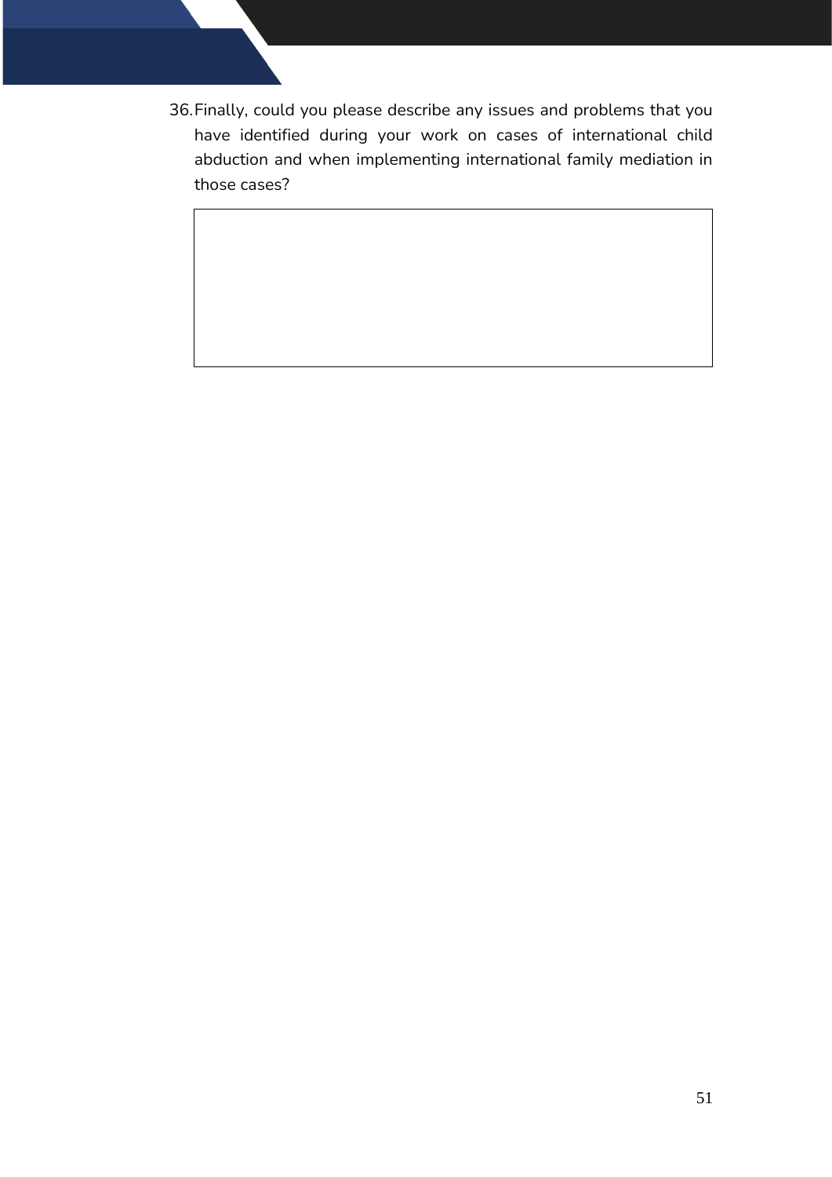36. Finally, could you please describe any issues and problems that you have identified during your work on cases of international child abduction and when implementing international family mediation in those cases?

| |
|---|
| |